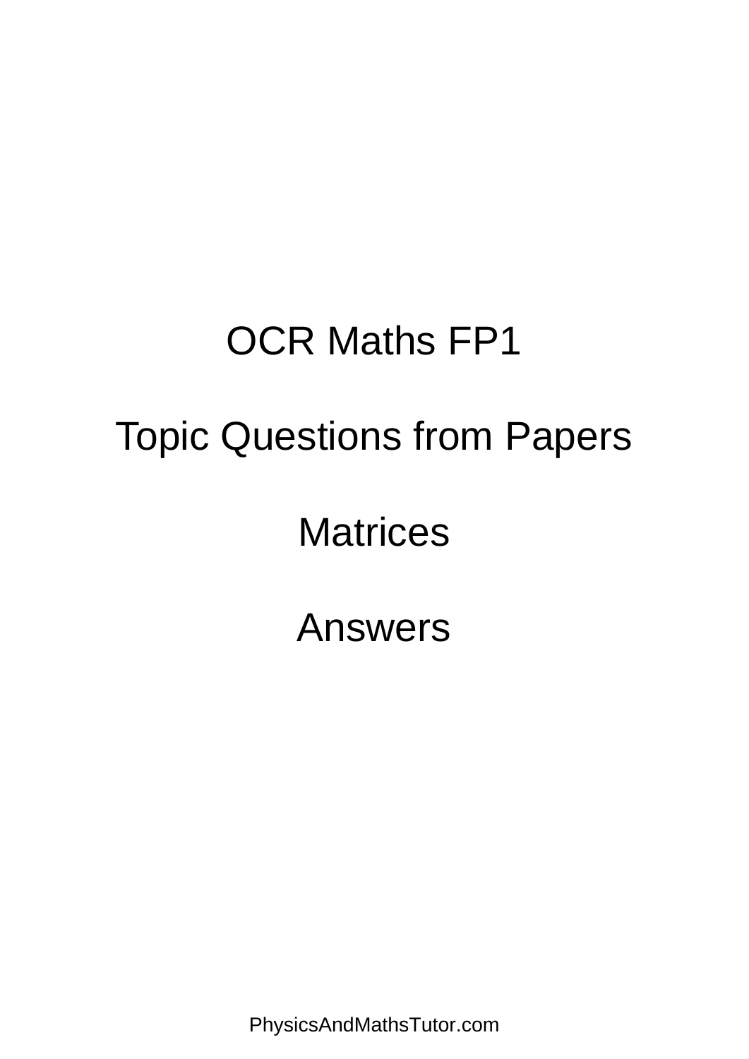# OCR Maths FP1

## Topic Questions from Papers

## Matrices

## Answers

PhysicsAndMathsTutor.com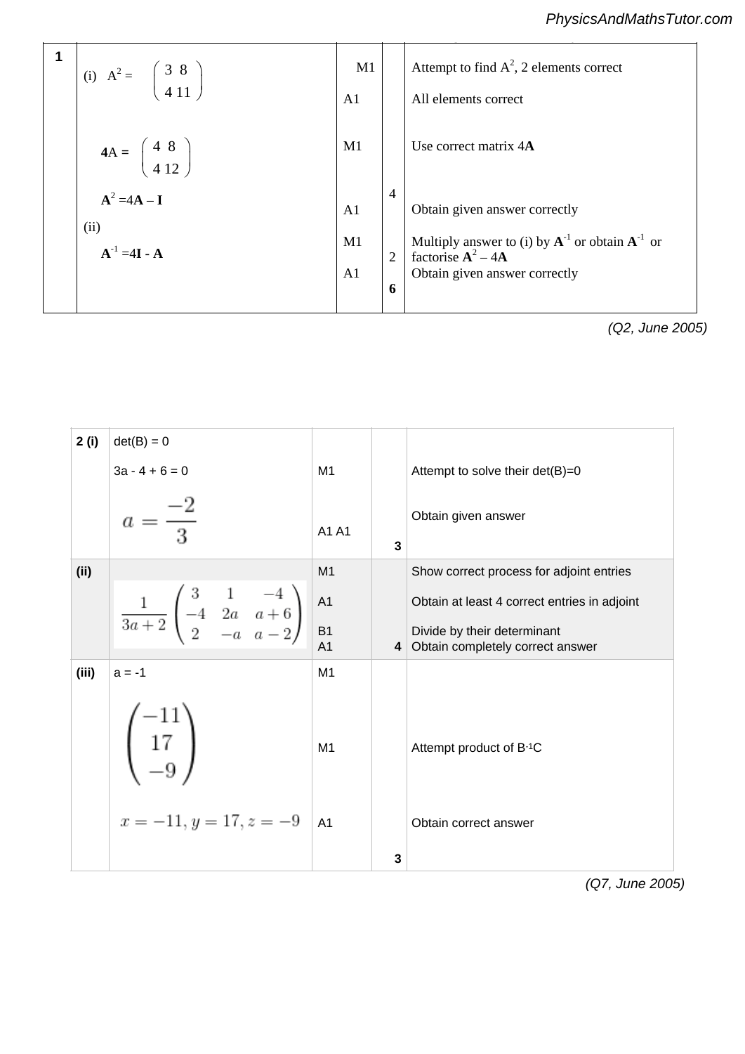| 1 | | | | |
|---|---|---|---|---|
| | (i) $A^2 = \begin{pmatrix} 3 & 8 \\ 4 & 11 \end{pmatrix}$ | M1 | | Attempt to find $A^2$, 2 elements correct |
| | | A1 | | All elements correct |
| | $4A = \begin{pmatrix} 4 & 8 \\ 4 & 12 \end{pmatrix}$ | M1 | | Use correct matrix 4**A** |
| | $\mathbf{A}^2 = 4\mathbf{A} - \mathbf{I}$ | A1 | 4 | Obtain given answer correctly |
| | (ii) | M1 | | Multiply answer to (i) by $\mathbf{A}^{-1}$ or obtain $\mathbf{A}^{-1}$ or factorise $\mathbf{A}^2 - 4\mathbf{A}$ |
| | $\mathbf{A}^{-1} = 4\mathbf{I} - \mathbf{A}$ | A1 | 2 | Obtain given answer correctly |
| | | | **6** | |

*(Q2, June 2005)*

| 2 (i) | det(B) = 0 | | | |
|---|---|---|---|---|
| | 3a - 4 + 6 = 0 | M1 | | Attempt to solve their det(B)=0 |
| | $a = \dfrac{-2}{3}$ | A1 A1 | 3 | Obtain given answer |
| (ii) | $\dfrac{1}{3a+2}\begin{pmatrix} 3 & 1 & -4 \\ -4 & 2a & a+6 \\ 2 & -a & a-2 \end{pmatrix}$ | M1 | | Show correct process for adjoint entries |
| | | A1 | | Obtain at least 4 correct entries in adjoint |
| | | B1 | | Divide by their determinant |
| | | A1 | 4 | Obtain completely correct answer |
| (iii) | a = -1 | M1 | | |
| | $\begin{pmatrix} -11 \\ 17 \\ -9 \end{pmatrix}$ | M1 | | Attempt product of $B^{-1}C$ |
| | $x = -11, y = 17, z = -9$ | A1 | 3 | Obtain correct answer |

*(Q7, June 2005)*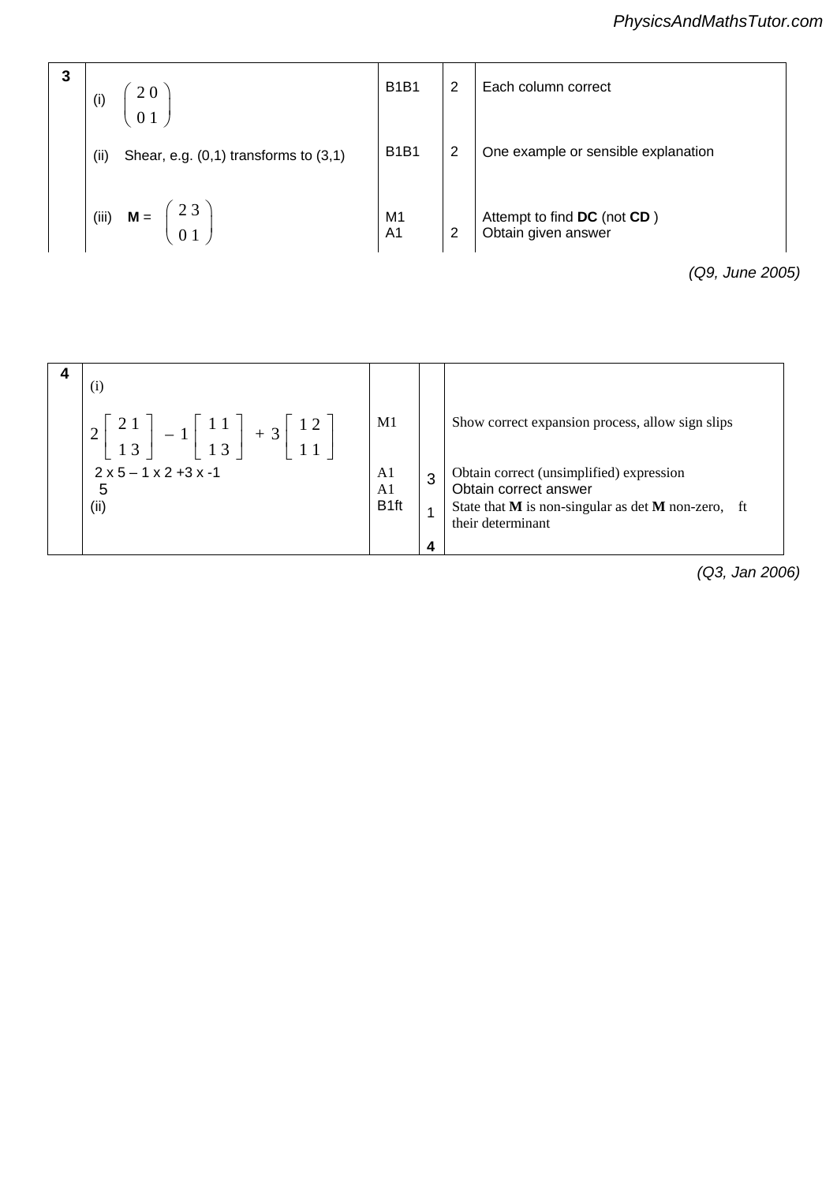| 3 | (i) $\begin{pmatrix} 2 & 0 \\ 0 & 1 \end{pmatrix}$ | B1B1 | 2 | Each column correct |
|---|---|---|---|---|
| | (ii) Shear, e.g. (0,1) transforms to (3,1) | B1B1 | 2 | One example or sensible explanation |
| | (iii) **M** = $\begin{pmatrix} 2 & 3 \\ 0 & 1 \end{pmatrix}$ | M1<br>A1 | 2 | Attempt to find **DC** (not **CD** )<br>Obtain given answer |

*(Q9, June 2005)*

| 4 | (i) | | | |
|---|---|---|---|---|
| | $2\begin{bmatrix} 2 & 1 \\ 1 & 3 \end{bmatrix} - 1\begin{bmatrix} 1 & 1 \\ 1 & 3 \end{bmatrix} + 3\begin{bmatrix} 1 & 2 \\ 1 & 1 \end{bmatrix}$ | M1 | | Show correct expansion process, allow sign slips |
| | 2 x 5 – 1 x 2 +3 x -1<br>5 | A1<br>A1 | 3 | Obtain correct (unsimplified) expression<br>Obtain correct answer |
| | (ii) | B1ft | 1 | State that **M** is non-singular as det **M** non-zero, ft their determinant |
| | | | 4 | |

*(Q3, Jan 2006)*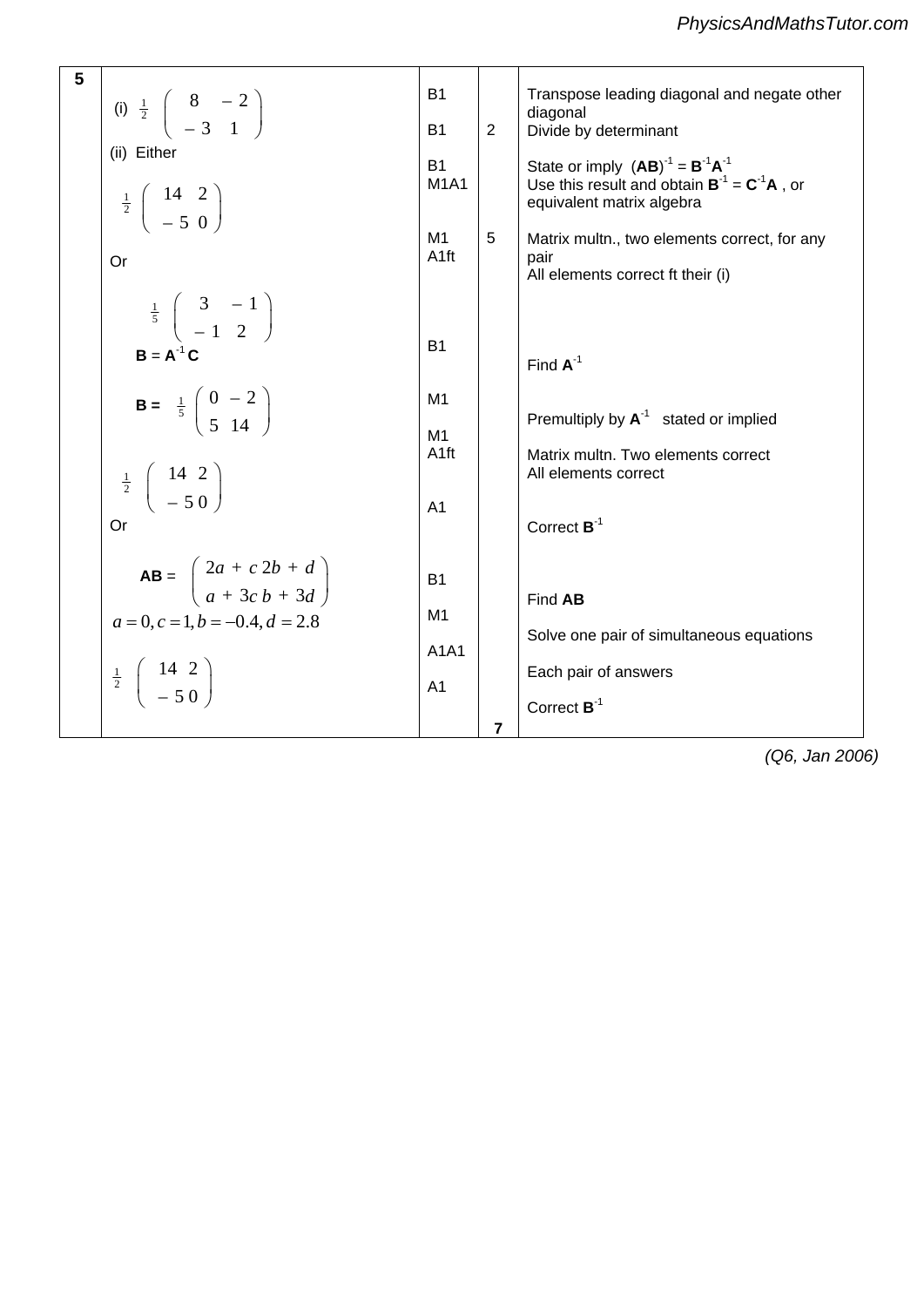| | | | | |
|---|---|---|---|---|
| **5** | (i) $\frac{1}{2}\begin{pmatrix} 8 & -2 \\ -3 & 1 \end{pmatrix}$ | B1<br>B1 | 2 | Transpose leading diagonal and negate other diagonal<br>Divide by determinant |
| | (ii) Either | B1 | | State or imply $(\mathbf{AB})^{-1} = \mathbf{B}^{-1}\mathbf{A}^{-1}$ |
| | $\frac{1}{2}\begin{pmatrix} 14 & 2 \\ -5 & 0 \end{pmatrix}$ | M1A1 | | Use this result and obtain $\mathbf{B}^{-1} = \mathbf{C}^{-1}\mathbf{A}$, or equivalent matrix algebra |
| | | M1<br>A1ft | 5 | Matrix multn., two elements correct, for any pair<br>All elements correct ft their (i) |
| | Or | | | |
| | $\frac{1}{5}\begin{pmatrix} 3 & -1 \\ -1 & 2 \end{pmatrix}$ | B1 | | Find $\mathbf{A}^{-1}$ |
| | $\mathbf{B} = \mathbf{A}^{-1}\mathbf{C}$ | | | |
| | $\mathbf{B} = \frac{1}{5}\begin{pmatrix} 0 & -2 \\ 5 & 14 \end{pmatrix}$ | M1 | | Premultiply by $\mathbf{A}^{-1}$ stated or implied |
| | | M1<br>A1ft | | Matrix multn. Two elements correct<br>All elements correct |
| | $\frac{1}{2}\begin{pmatrix} 14 & 2 \\ -5 & 0 \end{pmatrix}$ | A1 | | Correct $\mathbf{B}^{-1}$ |
| | Or | | | |
| | $\mathbf{AB} = \begin{pmatrix} 2a+c & 2b+d \\ a+3c & b+3d \end{pmatrix}$ | B1 | | Find $\mathbf{AB}$ |
| | $a = 0, c = 1, b = -0.4, d = 2.8$ | M1 | | Solve one pair of simultaneous equations |
| | | A1A1 | | Each pair of answers |
| | $\frac{1}{2}\begin{pmatrix} 14 & 2 \\ -5 & 0 \end{pmatrix}$ | A1 | | Correct $\mathbf{B}^{-1}$ |
| | | | **7** | |

*(Q6, Jan 2006)*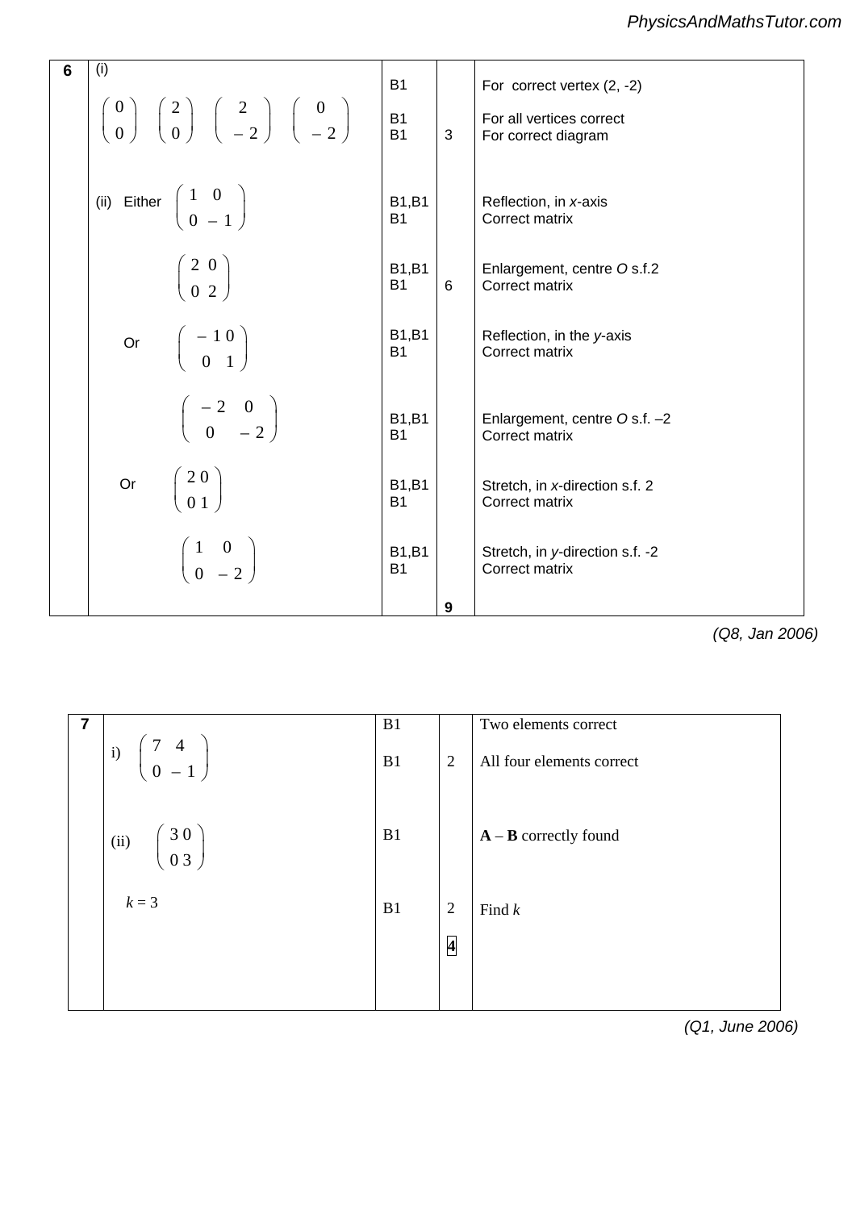| 6 | (i) $\begin{pmatrix} 0 \\ 0 \end{pmatrix}$ $\begin{pmatrix} 2 \\ 0 \end{pmatrix}$ $\begin{pmatrix} 2 \\ -2 \end{pmatrix}$ $\begin{pmatrix} 0 \\ -2 \end{pmatrix}$ | B1<br>B1<br>B1 | 3 | For correct vertex (2, -2)<br>For all vertices correct<br>For correct diagram |
|---|---|---|---|---|
| | (ii) Either $\begin{pmatrix} 1 & 0 \\ 0 & -1 \end{pmatrix}$ | B1,B1<br>B1 | | Reflection, in *x*-axis<br>Correct matrix |
| | $\begin{pmatrix} 2 & 0 \\ 0 & 2 \end{pmatrix}$ | B1,B1<br>B1 | 6 | Enlargement, centre *O* s.f.2<br>Correct matrix |
| | Or $\begin{pmatrix} -1 & 0 \\ 0 & 1 \end{pmatrix}$ | B1,B1<br>B1 | | Reflection, in the *y*-axis<br>Correct matrix |
| | $\begin{pmatrix} -2 & 0 \\ 0 & -2 \end{pmatrix}$ | B1,B1<br>B1 | | Enlargement, centre *O* s.f. –2<br>Correct matrix |
| | Or $\begin{pmatrix} 2 & 0 \\ 0 & 1 \end{pmatrix}$ | B1,B1<br>B1 | | Stretch, in *x*-direction s.f. 2<br>Correct matrix |
| | $\begin{pmatrix} 1 & 0 \\ 0 & -2 \end{pmatrix}$ | B1,B1<br>B1 | | Stretch, in *y*-direction s.f. -2<br>Correct matrix |
| | | | 9 | |

*(Q8, Jan 2006)*

| 7 | i) $\begin{pmatrix} 7 & 4 \\ 0 & -1 \end{pmatrix}$ | B1<br>B1 | 2 | Two elements correct<br>All four elements correct |
|---|---|---|---|---|
| | (ii) $\begin{pmatrix} 3 & 0 \\ 0 & 3 \end{pmatrix}$ | B1 | | **A** – **B** correctly found |
| | $k = 3$ | B1 | 2 | Find $k$ |
| | | | 4 | |

*(Q1, June 2006)*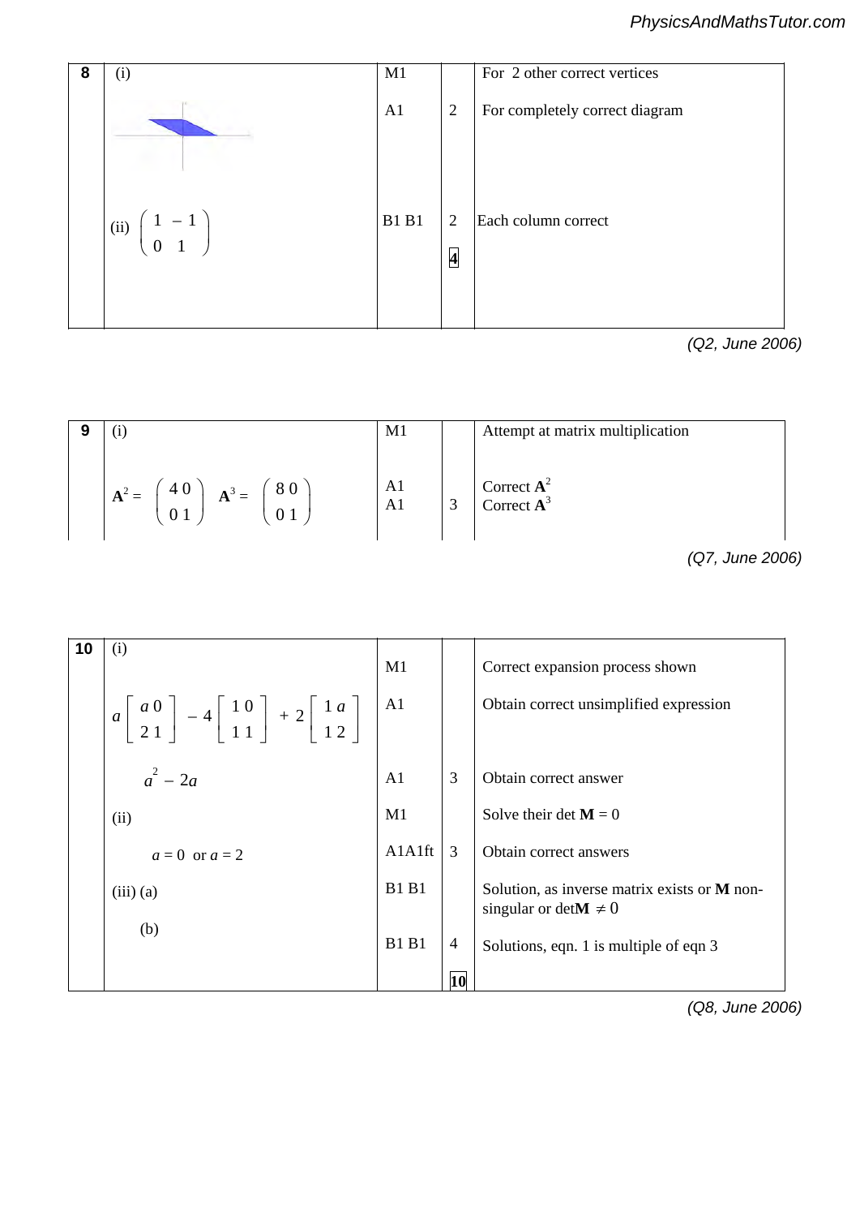| 8 | (i) | M1 | | For 2 other correct vertices |
|---|---|---|---|---|
| | | A1 | 2 | For completely correct diagram |
| | (ii) $\begin{pmatrix} 1 & -1 \\ 0 & 1 \end{pmatrix}$ | B1 B1 | 2 | Each column correct |
| | | | **4** | |

*(Q2, June 2006)*

| 9 | (i) | M1 | | Attempt at matrix multiplication |
|---|---|---|---|---|
| | $\mathbf{A}^2 = \begin{pmatrix} 4 & 0 \\ 0 & 1 \end{pmatrix}$ $\mathbf{A}^3 = \begin{pmatrix} 8 & 0 \\ 0 & 1 \end{pmatrix}$ | A1<br>A1 | 3 | Correct $\mathbf{A}^2$<br>Correct $\mathbf{A}^3$ |

*(Q7, June 2006)*

| 10 | (i) | M1 | | Correct expansion process shown |
|---|---|---|---|---|
| | $a\begin{vmatrix} a & 0 \\ 2 & 1 \end{vmatrix} - 4\begin{vmatrix} 1 & 0 \\ 1 & 1 \end{vmatrix} + 2\begin{vmatrix} 1 & a \\ 1 & 2 \end{vmatrix}$ | A1 | | Obtain correct unsimplified expression |
| | $a^2 - 2a$ | A1 | 3 | Obtain correct answer |
| | (ii) | M1 | | Solve their det $\mathbf{M} = 0$ |
| | $a = 0$ or $a = 2$ | A1A1ft | 3 | Obtain correct answers |
| | (iii) (a) | B1 B1 | | Solution, as inverse matrix exists or $\mathbf{M}$ non-singular or det$\mathbf{M} \neq 0$ |
| | (b) | B1 B1 | 4 | Solutions, eqn. 1 is multiple of eqn 3 |
| | | | **10** | |

*(Q8, June 2006)*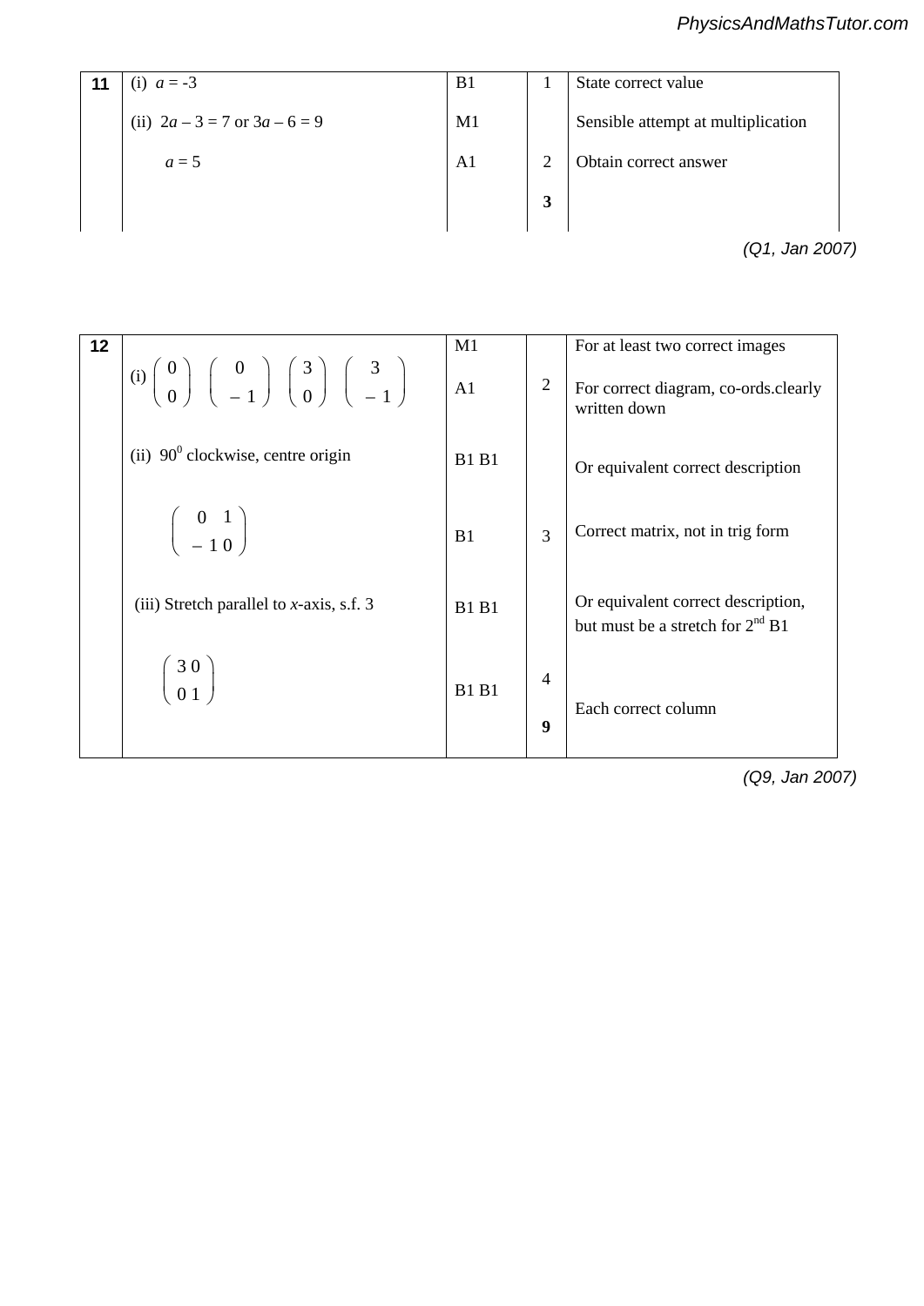| 11 | (i) $a = -3$ | B1 | 1 | State correct value |
|---|---|---|---|---|
| | (ii) $2a - 3 = 7$ or $3a - 6 = 9$ | M1 | | Sensible attempt at multiplication |
| | $a = 5$ | A1 | 2 | Obtain correct answer |
| | | | **3** | |

*(Q1, Jan 2007)*

| 12 | (i) $\begin{pmatrix} 0 \\ 0 \end{pmatrix}$ $\begin{pmatrix} 0 \\ -1 \end{pmatrix}$ $\begin{pmatrix} 3 \\ 0 \end{pmatrix}$ $\begin{pmatrix} 3 \\ -1 \end{pmatrix}$ | M1<br>A1 | 2 | For at least two correct images<br>For correct diagram, co-ords.clearly written down |
|---|---|---|---|---|
| | (ii) $90^0$ clockwise, centre origin | B1 B1 | | Or equivalent correct description |
| | $\begin{pmatrix} 0 & 1 \\ -1 & 0 \end{pmatrix}$ | B1 | 3 | Correct matrix, not in trig form |
| | (iii) Stretch parallel to $x$-axis, s.f. 3 | B1 B1 | | Or equivalent correct description, but must be a stretch for $2^{nd}$ B1 |
| | $\begin{pmatrix} 3 & 0 \\ 0 & 1 \end{pmatrix}$ | B1 B1 | 4<br>**9** | Each correct column |

*(Q9, Jan 2007)*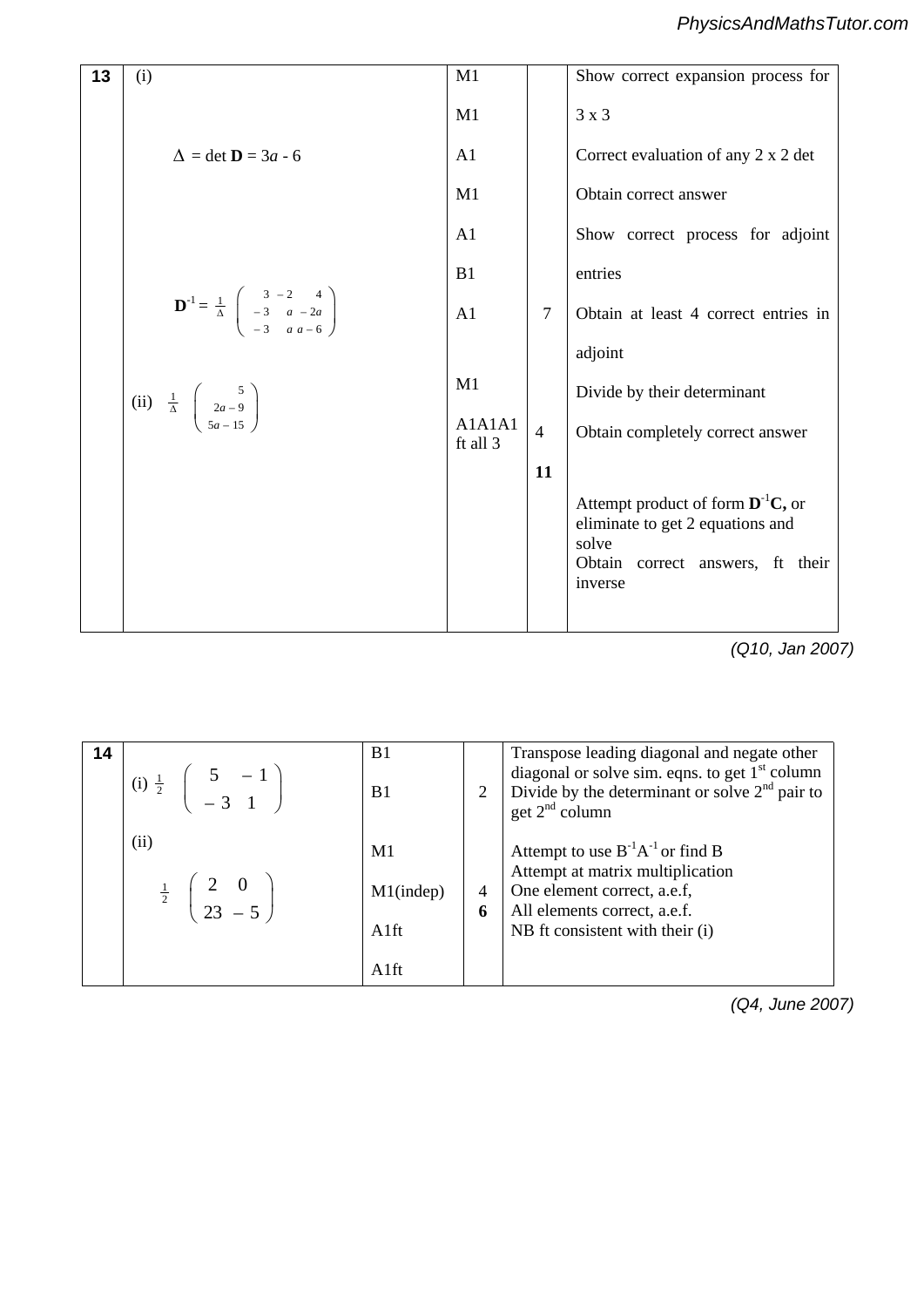| 13 | (i) | M1 | | Show correct expansion process for |
|---|---|---|---|---|
| | | M1 | | 3 x 3 |
| | $\Delta$ = det **D** = $3a - 6$ | A1 | | Correct evaluation of any 2 x 2 det |
| | | M1 | | Obtain correct answer |
| | | A1 | | Show correct process for adjoint |
| | | B1 | | entries |
| | $\mathbf{D}^{-1} = \frac{1}{\Delta}\begin{pmatrix} 3 & -2 & 4 \\ -3 & a & -2a \\ -3 & a & a-6 \end{pmatrix}$ | A1 | 7 | Obtain at least 4 correct entries in adjoint |
| | (ii) $\frac{1}{\Delta}\begin{pmatrix} 5 \\ 2a-9 \\ 5a-15 \end{pmatrix}$ | M1 | | Divide by their determinant |
| | | A1A1A1 ft all 3 | 4 | Obtain completely correct answer |
| | | | **11** | |
| | | | | Attempt product of form $\mathbf{D}^{-1}\mathbf{C}$, or eliminate to get 2 equations and solve |
| | | | | Obtain correct answers, ft their inverse |

*(Q10, Jan 2007)*

| 14 | | B1 | | Transpose leading diagonal and negate other diagonal or solve sim. eqns. to get 1st column |
|---|---|---|---|---|
| | (i) $\frac{1}{2}\begin{pmatrix} 5 & -1 \\ -3 & 1 \end{pmatrix}$ | B1 | 2 | Divide by the determinant or solve 2nd pair to get 2nd column |
| | (ii) | M1 | | Attempt to use $B^{-1}A^{-1}$ or find B |
| | $\frac{1}{2}\begin{pmatrix} 2 & 0 \\ 23 & -5 \end{pmatrix}$ | M1(indep) | 4 | Attempt at matrix multiplication |
| | | A1ft | **6** | One element correct, a.e.f, |
| | | A1ft | | All elements correct, a.e.f. |
| | | | | NB ft consistent with their (i) |

*(Q4, June 2007)*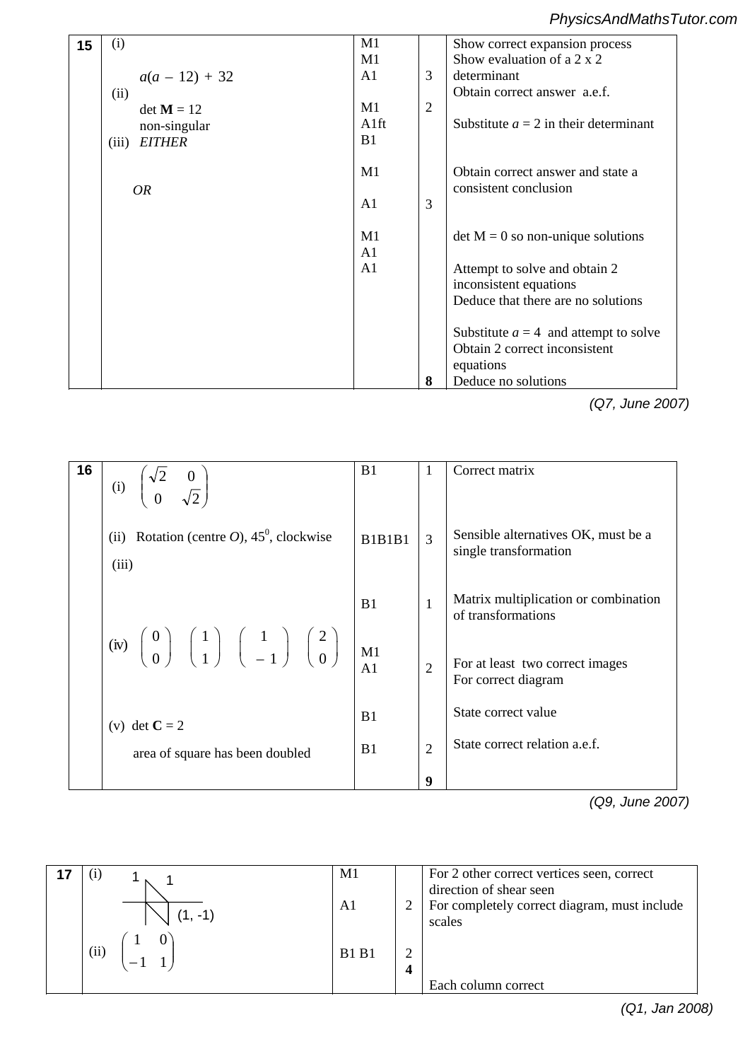| | | | | |
|---|---|---|---|---|
| **15** | (i)<br><br>$a(a - 12) + 32$<br>(ii)<br>det **M** = 12<br>non-singular<br>(iii) *EITHER*<br><br><br>*OR* | M1<br>M1<br>A1<br><br>M1<br>A1ft<br>B1<br><br>M1<br><br>A1<br><br>M1<br>A1<br>A1 | <br><br>3<br><br>2<br><br><br><br><br><br>3<br><br><br><br><br><br><br><br><br><br>**8** | Show correct expansion process<br>Show evaluation of a 2 x 2 determinant<br>Obtain correct answer a.e.f.<br><br>Substitute $a = 2$ in their determinant<br><br>Obtain correct answer and state a consistent conclusion<br><br>det M = 0 so non-unique solutions<br><br>Attempt to solve and obtain 2 inconsistent equations<br>Deduce that there are no solutions<br><br>Substitute $a = 4$ and attempt to solve<br>Obtain 2 correct inconsistent equations<br>Deduce no solutions |

*(Q7, June 2007)*

| | | | | |
|---|---|---|---|---|
| **16** | (i) $\begin{pmatrix} \sqrt{2} & 0 \\ 0 & \sqrt{2} \end{pmatrix}$ | B1 | 1 | Correct matrix |
| | (ii) Rotation (centre *O*), $45^0$, clockwise | B1B1B1 | 3 | Sensible alternatives OK, must be a single transformation |
| | (iii) | B1 | 1 | Matrix multiplication or combination of transformations |
| | (iv) $\begin{pmatrix} 0 \\ 0 \end{pmatrix}$ $\begin{pmatrix} 1 \\ 1 \end{pmatrix}$ $\begin{pmatrix} 1 \\ -1 \end{pmatrix}$ $\begin{pmatrix} 2 \\ 0 \end{pmatrix}$ | M1<br>A1 | 2 | For at least two correct images<br>For correct diagram |
| | (v) det **C** = 2<br>area of square has been doubled | B1<br>B1 | 2<br>**9** | State correct value<br>State correct relation a.e.f. |

*(Q9, June 2007)*

| | | | | |
|---|---|---|---|---|
| **17** | (i) [diagram: 1, 1, (1, -1)] | M1<br>A1 | 2 | For 2 other correct vertices seen, correct direction of shear seen<br>For completely correct diagram, must include scales |
| | (ii) $\begin{pmatrix} 1 & 0 \\ -1 & 1 \end{pmatrix}$ | B1 B1 | 2<br>**4** | Each column correct |

*(Q1, Jan 2008)*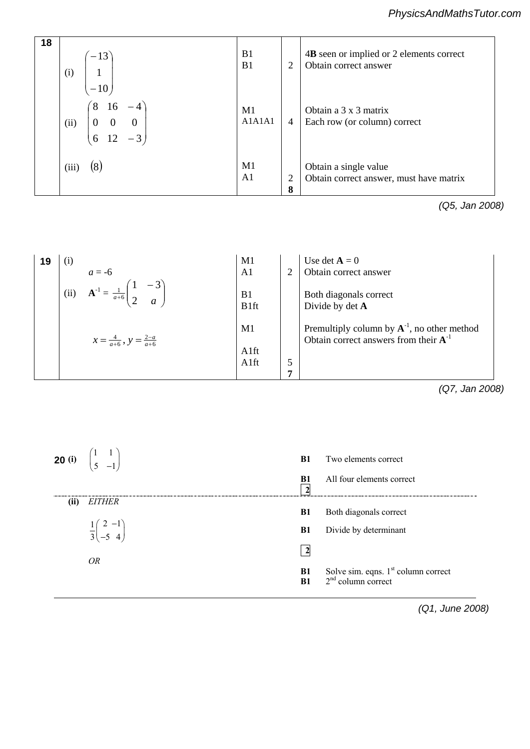| 18 | | | | |
|---|---|---|---|---|
| | (i) $\begin{pmatrix} -13 \\ 1 \\ -10 \end{pmatrix}$ | B1<br>B1 | 2 | 4**B** seen or implied or 2 elements correct<br>Obtain correct answer |
| | (ii) $\begin{pmatrix} 8 & 16 & -4 \\ 0 & 0 & 0 \\ 6 & 12 & -3 \end{pmatrix}$ | M1<br>A1A1A1 | 4 | Obtain a 3 x 3 matrix<br>Each row (or column) correct |
| | (iii) $(8)$ | M1<br>A1 | 2<br>**8** | Obtain a single value<br>Obtain correct answer, must have matrix |

*(Q5, Jan 2008)*

| 19 | | | | |
|---|---|---|---|---|
| | (i) $a = -6$ | M1<br>A1 | 2 | Use det **A** = 0<br>Obtain correct answer |
| | (ii) $\mathbf{A}^{-1} = \frac{1}{a+6}\begin{pmatrix} 1 & -3 \\ 2 & a \end{pmatrix}$ | B1<br>B1ft | | Both diagonals correct<br>Divide by det **A** |
| | $x = \frac{4}{a+6}$, $y = \frac{2-a}{a+6}$ | M1<br>A1ft<br>A1ft | 5<br>**7** | Premultiply column by $\mathbf{A}^{-1}$, no other method<br>Obtain correct answers from their $\mathbf{A}^{-1}$ |

*(Q7, Jan 2008)*

| 20 | | | |
|---|---|---|---|
| (i) | $\begin{pmatrix} 1 & 1 \\ 5 & -1 \end{pmatrix}$ | **B1**<br>**B1**<br>**2** | Two elements correct<br>All four elements correct |
| (ii) | *EITHER*<br>$\frac{1}{3}\begin{pmatrix} 2 & -1 \\ -5 & 4 \end{pmatrix}$ | **B1**<br>**B1**<br>**2** | Both diagonals correct<br>Divide by determinant |
| | *OR* | **B1**<br>**B1** | Solve sim. eqns. 1st column correct<br>2nd column correct |

*(Q1, June 2008)*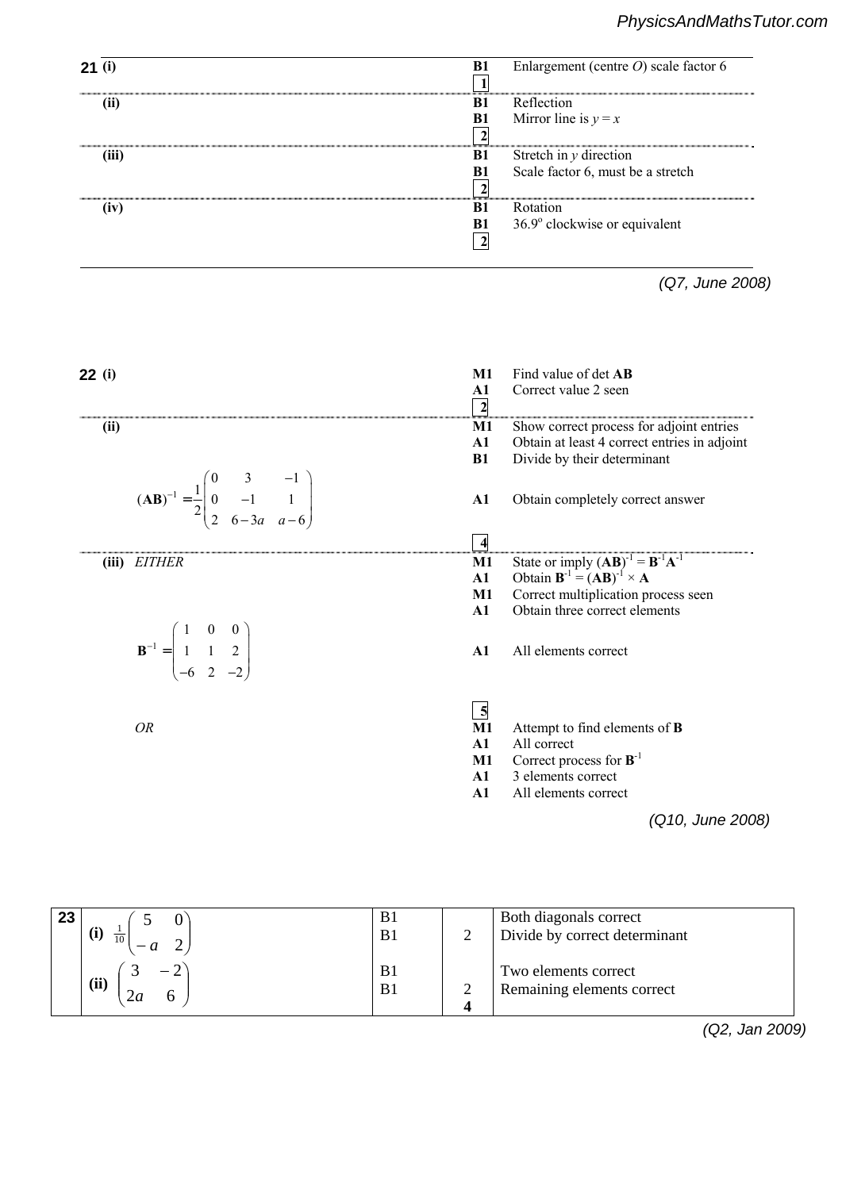**21**

| | | Marks | |
|---|---|---|---|
| (i) | | B1 | Enlargement (centre $O$) scale factor 6 |
| | | 1 | |
| (ii) | | B1 | Reflection |
| | | B1 | Mirror line is $y = x$ |
| | | 2 | |
| (iii) | | B1 | Stretch in $y$ direction |
| | | B1 | Scale factor 6, must be a stretch |
| | | 2 | |
| (iv) | | B1 | Rotation |
| | | B1 | $36.9^{\circ}$ clockwise or equivalent |
| | | 2 | |

*(Q7, June 2008)*

**22**

| | | Marks | |
|---|---|---|---|
| (i) | | M1 | Find value of det **AB** |
| | | A1 | Correct value 2 seen |
| | | 2 | |
| (ii) | | M1 | Show correct process for adjoint entries |
| | | A1 | Obtain at least 4 correct entries in adjoint |
| | | B1 | Divide by their determinant |
| | $(\mathbf{AB})^{-1} = \frac{1}{2}\begin{pmatrix} 0 & 3 & -1 \\ 0 & -1 & 1 \\ 2 & 6-3a & a-6 \end{pmatrix}$ | A1 | Obtain completely correct answer |
| | | 4 | |
| (iii) | *EITHER* | M1 | State or imply $(\mathbf{AB})^{-1} = \mathbf{B}^{-1}\mathbf{A}^{-1}$ |
| | | A1 | Obtain $\mathbf{B}^{-1} = (\mathbf{AB})^{-1} \times \mathbf{A}$ |
| | | M1 | Correct multiplication process seen |
| | | A1 | Obtain three correct elements |
| | $\mathbf{B}^{-1} = \begin{pmatrix} 1 & 0 & 0 \\ 1 & 1 & 2 \\ -6 & 2 & -2 \end{pmatrix}$ | A1 | All elements correct |
| | | 5 | |
| | *OR* | M1 | Attempt to find elements of **B** |
| | | A1 | All correct |
| | | M1 | Correct process for $\mathbf{B}^{-1}$ |
| | | A1 | 3 elements correct |
| | | A1 | All elements correct |

*(Q10, June 2008)*

**23**

| | | | |
|---|---|---|---|
| (i) $\frac{1}{10}\begin{pmatrix} 5 & 0 \\ -a & 2 \end{pmatrix}$ | B1<br>B1 | 2 | Both diagonals correct<br>Divide by correct determinant |
| (ii) $\begin{pmatrix} 3 & -2 \\ 2a & 6 \end{pmatrix}$ | B1<br>B1 | 2<br>**4** | Two elements correct<br>Remaining elements correct |

*(Q2, Jan 2009)*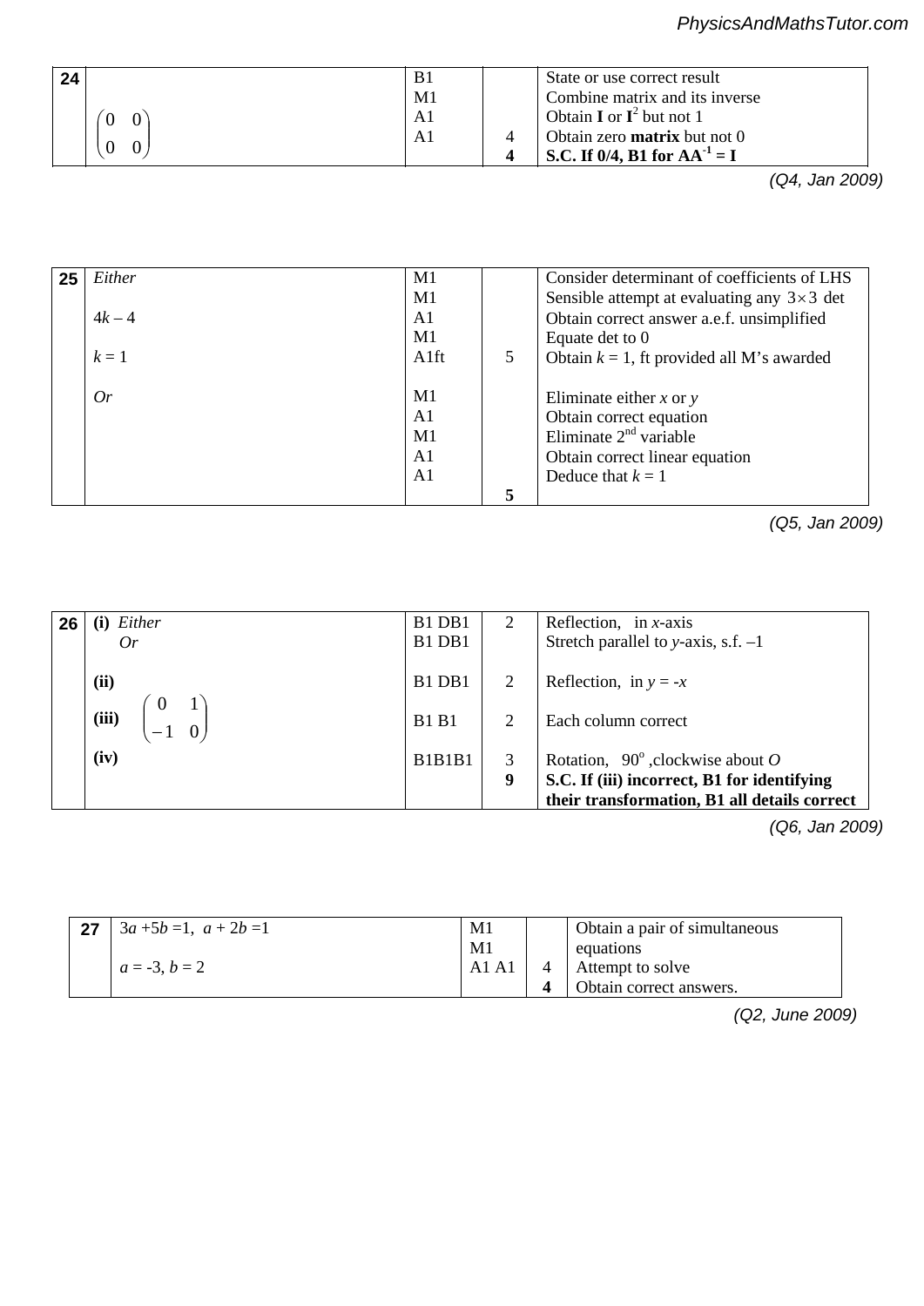| 24 | | B1 | | State or use correct result |
|---|---|---|---|---|
| | | M1 | | Combine matrix and its inverse |
| | $\begin{pmatrix} 0 & 0 \\ 0 & 0 \end{pmatrix}$ | A1 | | Obtain **I** or $\mathbf{I}^2$ but not 1 |
| | | A1 | 4 | Obtain zero **matrix** but not 0 |
| | | | **4** | **S.C. If 0/4, B1 for $\mathbf{AA}^{-1} = \mathbf{I}$** |

*(Q4, Jan 2009)*

| 25 | *Either* | M1 | | Consider determinant of coefficients of LHS |
|---|---|---|---|---|
| | | M1 | | Sensible attempt at evaluating any $3\times3$ det |
| | $4k - 4$ | A1 | | Obtain correct answer a.e.f. unsimplified |
| | | M1 | | Equate det to 0 |
| | $k = 1$ | A1ft | 5 | Obtain $k = 1$, ft provided all M's awarded |
| | *Or* | M1 | | Eliminate either $x$ or $y$ |
| | | A1 | | Obtain correct equation |
| | | M1 | | Eliminate 2nd variable |
| | | A1 | | Obtain correct linear equation |
| | | A1 | | Deduce that $k = 1$ |
| | | | **5** | |

*(Q5, Jan 2009)*

| 26 | **(i)** *Either* | B1 DB1 | 2 | Reflection, in $x$-axis |
|---|---|---|---|---|
| | *Or* | B1 DB1 | | Stretch parallel to $y$-axis, s.f. $-1$ |
| | **(ii)** | B1 DB1 | 2 | Reflection, in $y = -x$ |
| | **(iii)** $\begin{pmatrix} 0 & 1 \\ -1 & 0 \end{pmatrix}$ | B1 B1 | 2 | Each column correct |
| | **(iv)** | B1B1B1 | 3 | Rotation, $90^\circ$, clockwise about $O$ |
| | | | **9** | **S.C. If (iii) incorrect, B1 for identifying their transformation, B1 all details correct** |

*(Q6, Jan 2009)*

| 27 | $3a + 5b = 1$, $a + 2b = 1$ | M1 | | Obtain a pair of simultaneous equations |
|---|---|---|---|---|
| | | M1 | | Attempt to solve |
| | $a = -3$, $b = 2$ | A1 A1 | 4 | Obtain correct answers. |
| | | | **4** | |

*(Q2, June 2009)*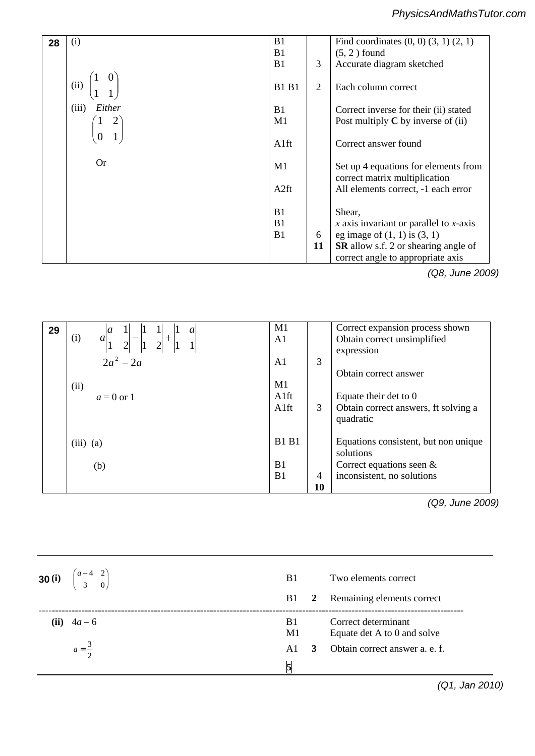| 28 | (i) | B1<br>B1<br>B1 | 3 | Find coordinates (0, 0) (3, 1) (2, 1) (5, 2 ) found<br>Accurate diagram sketched |
|---|---|---|---|---|
| | (ii) $\begin{pmatrix} 1 & 0 \\ 1 & 1 \end{pmatrix}$ | B1 B1 | 2 | Each column correct |
| | (iii) *Either* $\begin{pmatrix} 1 & 2 \\ 0 & 1 \end{pmatrix}$ | B1<br>M1<br>A1ft | | Correct inverse for their (ii) stated<br>Post multiply **C** by inverse of (ii)<br>Correct answer found |
| | Or | M1<br>A2ft | | Set up 4 equations for elements from correct matrix multiplication<br>All elements correct, -1 each error |
| | | B1<br>B1<br>B1 | 6<br>**11** | Shear,<br>$x$ axis invariant or parallel to $x$-axis<br>eg image of (1, 1) is (3, 1)<br>**SR** allow s.f. 2 or shearing angle of correct angle to appropriate axis |

*(Q8, June 2009)*

| 29 | (i) $a\begin{vmatrix} a & 1 \\ 1 & 2 \end{vmatrix} - \begin{vmatrix} 1 & 1 \\ 1 & 2 \end{vmatrix} + \begin{vmatrix} 1 & a \\ 1 & 1 \end{vmatrix}$ | M1<br>A1 | | Correct expansion process shown<br>Obtain correct unsimplified expression |
|---|---|---|---|---|
| | $2a^2 - 2a$ | A1 | 3 | Obtain correct answer |
| | (ii) $a = 0$ or $1$ | M1<br>A1ft<br>A1ft | 3 | Equate their det to 0<br>Obtain correct answers, ft solving a quadratic |
| | (iii) (a) | B1 B1 | | Equations consistent, but non unique solutions |
| | (b) | B1<br>B1 | 4<br>**10** | Correct equations seen &<br>inconsistent, no solutions |

*(Q9, June 2009)*

| **30 (i)** | $\begin{pmatrix} a-4 & 2 \\ 3 & 0 \end{pmatrix}$ | B1<br>B1 | <br>**2** | Two elements correct<br>Remaining elements correct |
|---|---|---|---|---|
| **(ii)** | $4a - 6$<br>$a = \frac{3}{2}$ | B1<br>M1<br>A1 | <br><br>**3** | Correct determinant<br>Equate det A to 0 and solve<br>Obtain correct answer a. e. f. |
| | | **5** | | |

*(Q1, Jan 2010)*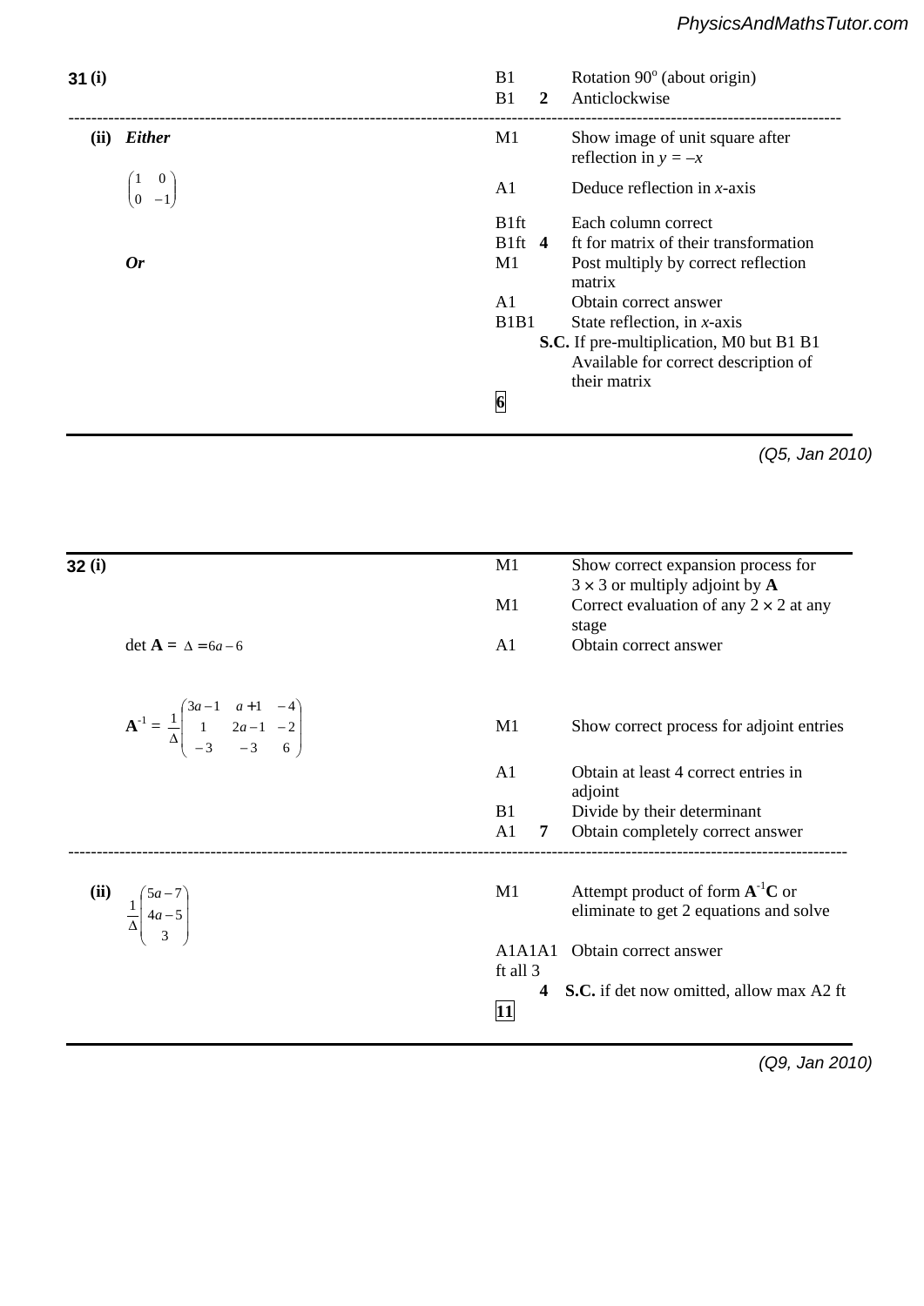| Question | Answer | Marks | | Guidance |
|---|---|---|---|---|
| **31 (i)** | | B1 | | Rotation 90° (about origin) |
| | | B1 | **2** | Anticlockwise |
| **(ii)** | ***Either*** | M1 | | Show image of unit square after reflection in $y = -x$ |
| | $\begin{pmatrix} 1 & 0 \\ 0 & -1 \end{pmatrix}$ | A1 | | Deduce reflection in $x$-axis |
| | | B1ft | | Each column correct |
| | | B1ft | **4** | ft for matrix of their transformation |
| | ***Or*** | M1 | | Post multiply by correct reflection matrix |
| | | A1 | | Obtain correct answer |
| | | B1B1 | | State reflection, in $x$-axis |
| | | | | **S.C.** If pre-multiplication, M0 but B1 B1 Available for correct description of their matrix |
| | | **6** | | |

*(Q5, Jan 2010)*

| Question | Answer | Marks | | Guidance |
|---|---|---|---|---|
| **32 (i)** | | M1 | | Show correct expansion process for $3 \times 3$ or multiply adjoint by $\mathbf{A}$ |
| | | M1 | | Correct evaluation of any $2 \times 2$ at any stage |
| | $\det \mathbf{A} = \Delta = 6a - 6$ | A1 | | Obtain correct answer |
| | $\mathbf{A}^{-1} = \frac{1}{\Delta}\begin{pmatrix} 3a-1 & a+1 & -4 \\ 1 & 2a-1 & -2 \\ -3 & -3 & 6 \end{pmatrix}$ | M1 | | Show correct process for adjoint entries |
| | | A1 | | Obtain at least 4 correct entries in adjoint |
| | | B1 | | Divide by their determinant |
| | | A1 | **7** | Obtain completely correct answer |
| **(ii)** | $\frac{1}{\Delta}\begin{pmatrix} 5a-7 \\ 4a-5 \\ 3 \end{pmatrix}$ | M1 | | Attempt product of form $\mathbf{A}^{-1}\mathbf{C}$ or eliminate to get 2 equations and solve |
| | | A1A1A1 ft all 3 | | Obtain correct answer |
| | | | **4** | **S.C.** if det now omitted, allow max A2 ft |
| | | **11** | | |

*(Q9, Jan 2010)*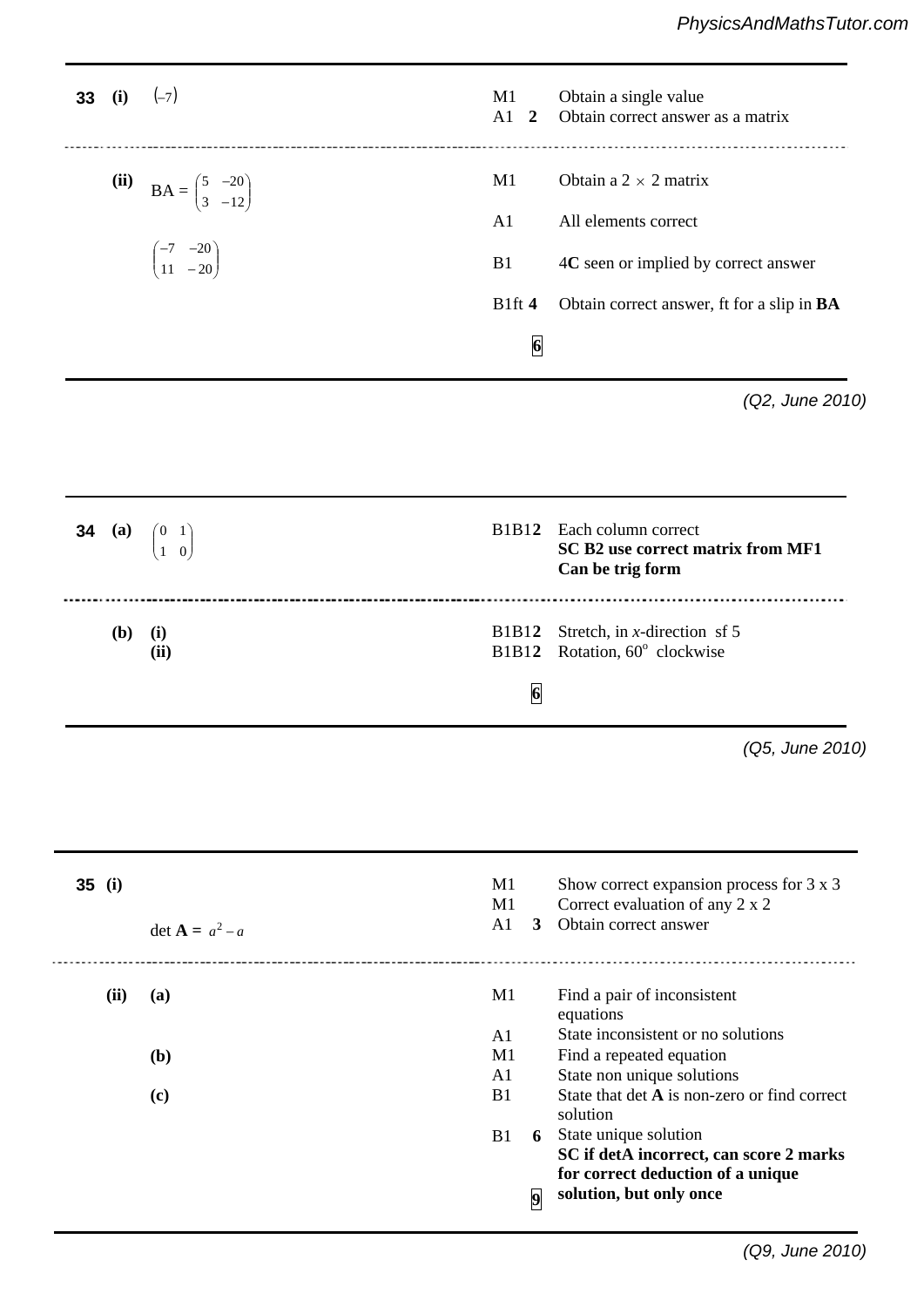| Question | | Answer | Marks | Guidance |
|---|---|---|---|---|
| **33** | **(i)** | $\begin{pmatrix} -7 \end{pmatrix}$ | M1 | Obtain a single value |
| | | | A1 **2** | Obtain correct answer as a matrix |
| | **(ii)** | BA = $\begin{pmatrix} 5 & -20 \\ 3 & -12 \end{pmatrix}$ | M1 | Obtain a $2 \times 2$ matrix |
| | | | A1 | All elements correct |
| | | $\begin{pmatrix} -7 & -20 \\ 11 & -20 \end{pmatrix}$ | B1 | 4**C** seen or implied by correct answer |
| | | | B1ft **4** | Obtain correct answer, ft for a slip in **BA** |
| | | | **6** | |

*(Q2, June 2010)*

| Question | | Answer | Marks | Guidance |
|---|---|---|---|---|
| **34** | **(a)** | $\begin{pmatrix} 0 & 1 \\ 1 & 0 \end{pmatrix}$ | B1B1**2** | Each column correct<br>**SC B2 use correct matrix from MF1**<br>**Can be trig form** |
| | **(b)** | **(i)** | B1B1**2** | Stretch, in $x$-direction sf 5 |
| | | **(ii)** | B1B1**2** | Rotation, $60^{\circ}$ clockwise |
| | | | **6** | |

*(Q5, June 2010)*

| Question | | Answer | Marks | Guidance |
|---|---|---|---|---|
| **35** | **(i)** | | M1 | Show correct expansion process for 3 x 3 |
| | | | M1 | Correct evaluation of any 2 x 2 |
| | | det **A** = $a^2 - a$ | A1 **3** | Obtain correct answer |
| | **(ii)** | **(a)** | M1 | Find a pair of inconsistent equations |
| | | | A1 | State inconsistent or no solutions |
| | | **(b)** | M1 | Find a repeated equation |
| | | | A1 | State non unique solutions |
| | | **(c)** | B1 | State that det **A** is non-zero or find correct solution |
| | | | B1 **6** | State unique solution<br>**SC if detA incorrect, can score 2 marks for correct deduction of a unique solution, but only once** |
| | | | **9** | |

*(Q9, June 2010)*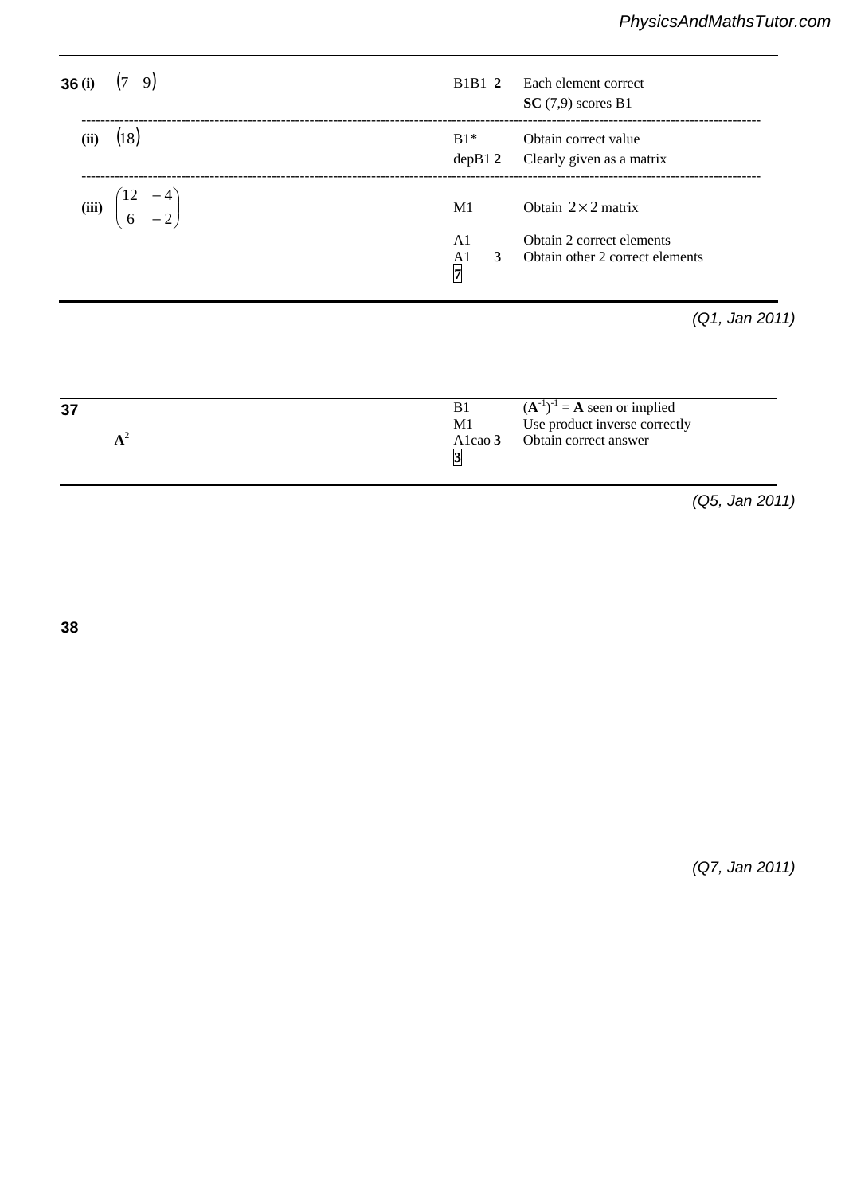| 36 | | | |
|---|---|---|---|
| **(i)** | $\begin{pmatrix} 7 & 9 \end{pmatrix}$ | B1B1 **2** | Each element correct<br>**SC** (7,9) scores B1 |
| **(ii)** | $\begin{pmatrix} 18 \end{pmatrix}$ | B1*<br>depB1 **2** | Obtain correct value<br>Clearly given as a matrix |
| **(iii)** | $\begin{pmatrix} 12 & -4 \\ 6 & -2 \end{pmatrix}$ | M1<br>A1<br>A1 **3**<br>**7** | Obtain $2 \times 2$ matrix<br>Obtain 2 correct elements<br>Obtain other 2 correct elements |

*(Q1, Jan 2011)*

| 37 | | |
|---|---|---|
| $\mathbf{A}^2$ | B1<br>M1<br>A1cao **3**<br>**3** | $(\mathbf{A}^{-1})^{-1} = \mathbf{A}$ seen or implied<br>Use product inverse correctly<br>Obtain correct answer |

*(Q5, Jan 2011)*

**38**

*(Q7, Jan 2011)*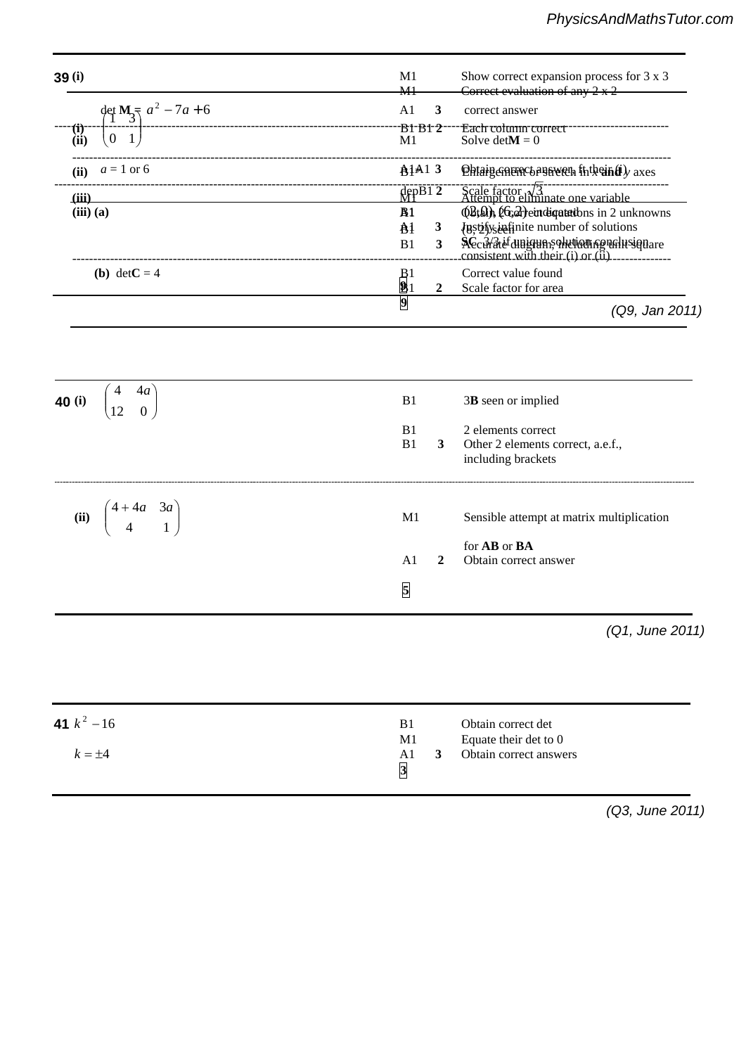**39**

| | Answer | Marks | | Guidance |
|---|---|---|---|---|
| (i) | det $\mathbf{M} = a^2 - 7a + 6$ | M1 | | Show correct expansion process for 3 x 3 |
| | | M1 | | Correct evaluation of any 2 x 2 |
| | | A1 | 3 | correct answer |
| (ii) | $a = 1$ or $6$ | M1 | | Solve det$\mathbf{M} = 0$ |
| | | A1A1 | 3 | Obtain correct answer, ft their (i) |
| (iii) | | M1 | | Attempt to eliminate one variable |
| | | A1 | | Obtain 2 correct equations in 2 unknowns |
| | | B1 | 3 | Justify infinite number of solutions |
| | | | | SC 3/3 if unique solution conclusion consistent with their (i) or (ii) |
| | | **9** | | |

| | Answer | Marks | | Guidance |
|---|---|---|---|---|
| (i) | $\begin{pmatrix} 1 & 3 \\ 0 & 1 \end{pmatrix}$ | B1 B1 | 2 | Each column correct |
| (ii) | | B1 | | Enlargement or stretch in $x$ and $y$ axes |
| | | depB1 | 2 | Scale factor $\sqrt{3}$ |
| (iii) (a) | | B1 | | (2, 0), (6, 2) indicated |
| | | B1 | | (8, 2) seen |
| | | B1 | 3 | Accurate diagram, including unit square |
| (b) | det$\mathbf{C} = 4$ | B1 | | Correct value found |
| | | B1 | 2 | Scale factor for area |
| | | **9** | | |

*(Q9, Jan 2011)*

| **40** | Answer | Marks | | Guidance |
|---|---|---|---|---|
| (i) | $\begin{pmatrix} 4 & 4a \\ 12 & 0 \end{pmatrix}$ | B1 | | 3**B** seen or implied |
| | | B1 | | 2 elements correct |
| | | B1 | 3 | Other 2 elements correct, a.e.f., including brackets |
| (ii) | $\begin{pmatrix} 4+4a & 3a \\ 4 & 1 \end{pmatrix}$ | M1 | | Sensible attempt at matrix multiplication for **AB** or **BA** |
| | | A1 | 2 | Obtain correct answer |
| | | **5** | | |

*(Q1, June 2011)*

| **41** | Answer | Marks | | Guidance |
|---|---|---|---|---|
| | $k^2 - 16$ | B1 | | Obtain correct det |
| | | M1 | | Equate their det to 0 |
| | $k = \pm 4$ | A1 | 3 | Obtain correct answers |
| | | **3** | | |

*(Q3, June 2011)*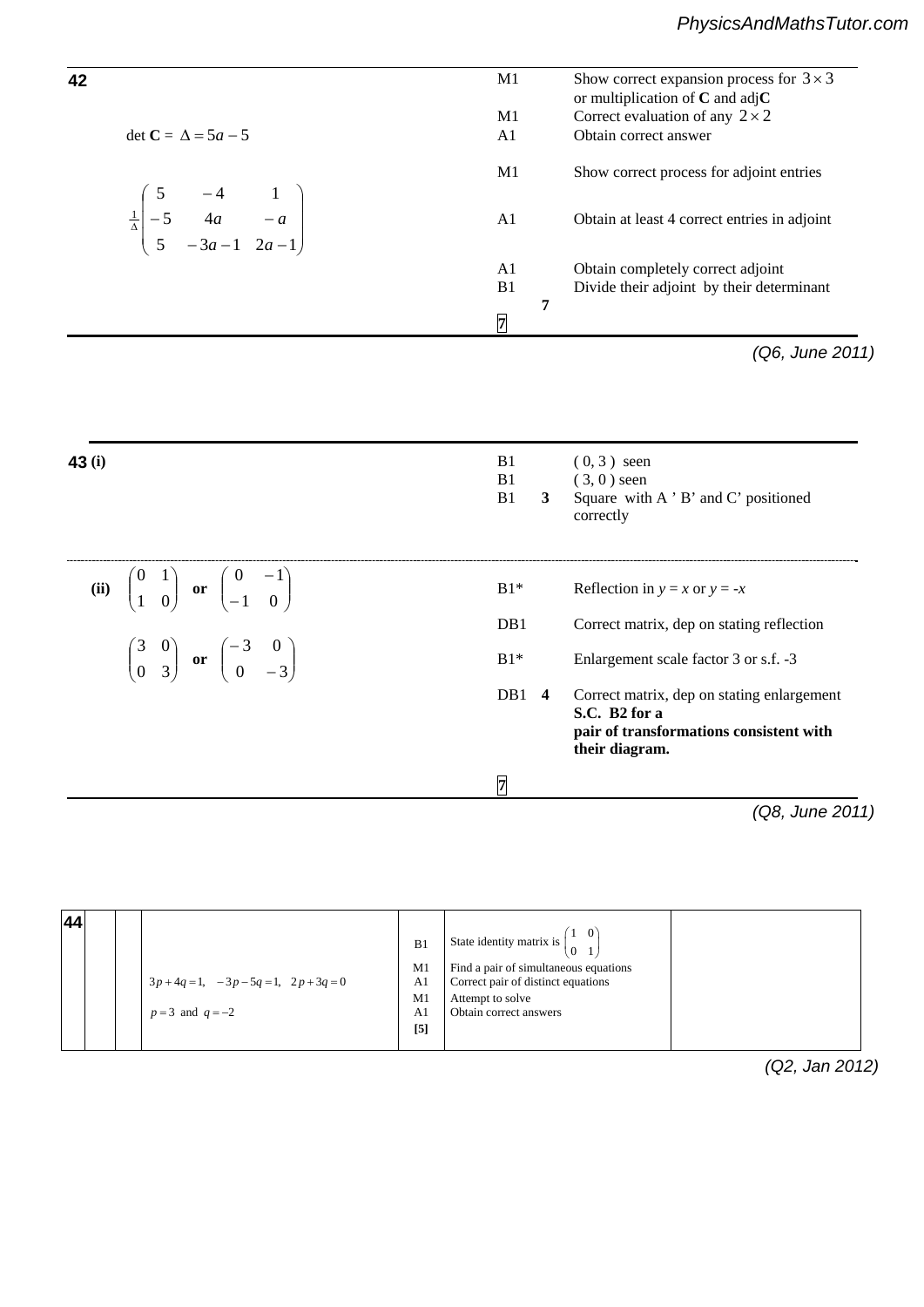| 42 | | | |
|---|---|---|---|
| | | M1 | Show correct expansion process for $3 \times 3$ or multiplication of **C** and adj**C** |
| | | M1 | Correct evaluation of any $2 \times 2$ |
| | det $\mathbf{C}$ = $\Delta = 5a - 5$ | A1 | Obtain correct answer |
| | | M1 | Show correct process for adjoint entries |
| | $\frac{1}{\Delta}\begin{pmatrix} 5 & -4 & 1 \\ -5 & 4a & -a \\ 5 & -3a-1 & 2a-1 \end{pmatrix}$ | A1 | Obtain at least 4 correct entries in adjoint |
| | | A1 | Obtain completely correct adjoint |
| | | B1 **7** | Divide their adjoint by their determinant |
| | | **7** | |

*(Q6, June 2011)*

| 43 | | | |
|---|---|---|---|
| **(i)** | | B1 | ( 0, 3 ) seen |
| | | B1 | ( 3, 0 ) seen |
| | | B1 **3** | Square with A ' B' and C' positioned correctly |
| **(ii)** | $\begin{pmatrix} 0 & 1 \\ 1 & 0 \end{pmatrix}$ **or** $\begin{pmatrix} 0 & -1 \\ -1 & 0 \end{pmatrix}$ | B1* | Reflection in $y = x$ or $y = -x$ |
| | | DB1 | Correct matrix, dep on stating reflection |
| | $\begin{pmatrix} 3 & 0 \\ 0 & 3 \end{pmatrix}$ **or** $\begin{pmatrix} -3 & 0 \\ 0 & -3 \end{pmatrix}$ | B1* | Enlargement scale factor 3 or s.f. -3 |
| | | DB1 **4** | Correct matrix, dep on stating enlargement **S.C. B2 for a pair of transformations consistent with their diagram.** |
| | | **7** | |

*(Q8, June 2011)*

| 44 | | | |
|---|---|---|---|
| | | B1 | State identity matrix is $\begin{pmatrix} 1 & 0 \\ 0 & 1 \end{pmatrix}$ |
| | | M1 | Find a pair of simultaneous equations |
| | $3p + 4q = 1, \quad -3p - 5q = 1, \quad 2p + 3q = 0$ | A1 | Correct pair of distinct equations |
| | | M1 | Attempt to solve |
| | $p = 3$ and $q = -2$ | A1 | Obtain correct answers |
| | | **[5]** | |

*(Q2, Jan 2012)*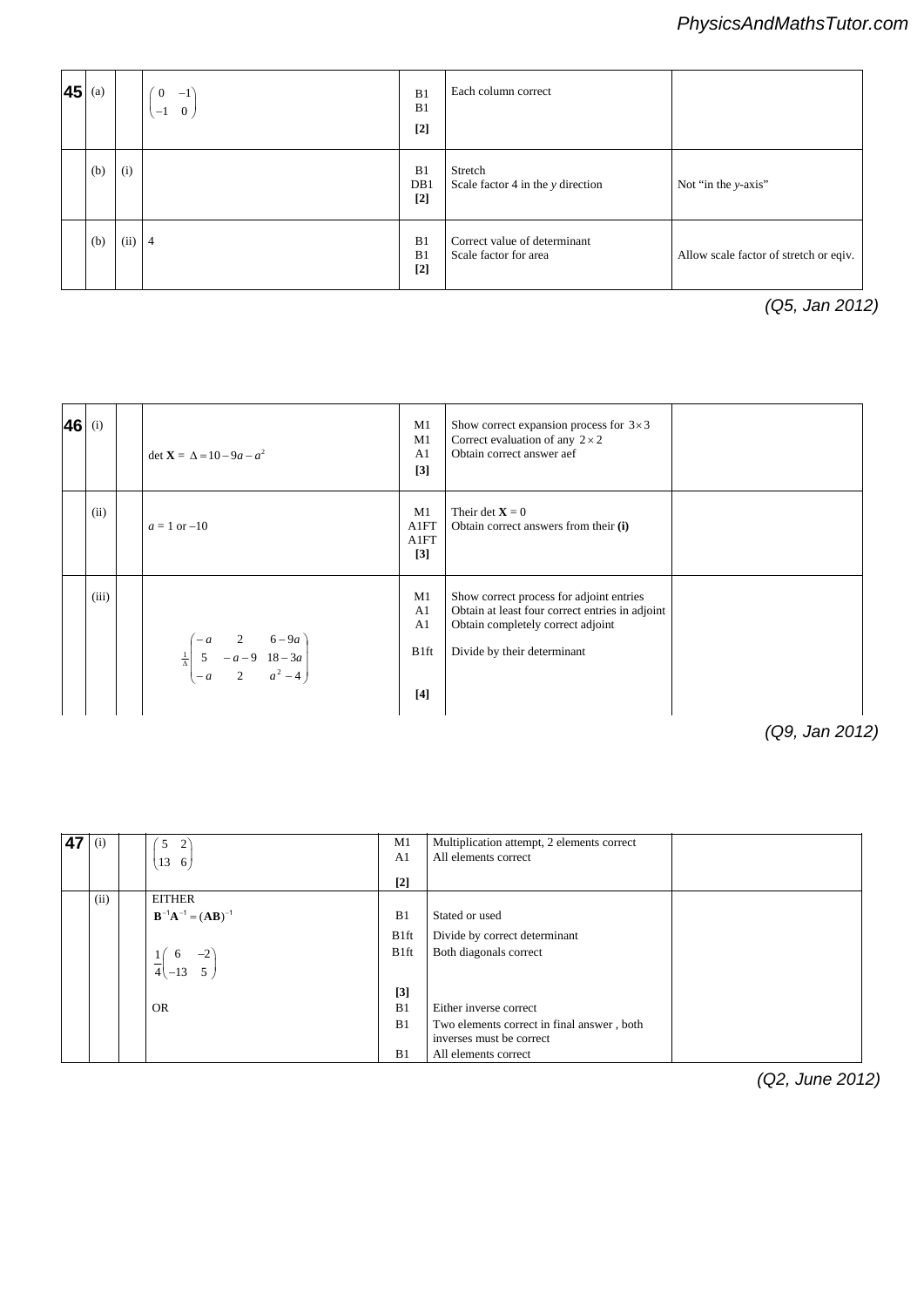| | | | | | | |
|---|---|---|---|---|---|---|
| **45** | (a) | | $\begin{pmatrix} 0 & -1 \\ -1 & 0 \end{pmatrix}$ | B1<br>B1<br>**[2]** | Each column correct | |
| | (b) | (i) | | B1<br>DB1<br>**[2]** | Stretch<br>Scale factor 4 in the $y$ direction | Not "in the $y$-axis" |
| | (b) | (ii) | 4 | B1<br>B1<br>**[2]** | Correct value of determinant<br>Scale factor for area | Allow scale factor of stretch or eqiv. |

*(Q5, Jan 2012)*

| | | | | | | |
|---|---|---|---|---|---|---|
| **46** | (i) | | det $\mathbf{X} = \Delta = 10 - 9a - a^2$ | M1<br>M1<br>A1<br>**[3]** | Show correct expansion process for $3 \times 3$<br>Correct evaluation of any $2 \times 2$<br>Obtain correct answer aef | |
| | (ii) | | $a = 1$ or $-10$ | M1<br>A1FT<br>A1FT<br>**[3]** | Their det $\mathbf{X} = 0$<br>Obtain correct answers from their **(i)** | |
| | (iii) | | $\frac{1}{\Delta}\begin{pmatrix} -a & 2 & 6-9a \\ 5 & -a-9 & 18-3a \\ -a & 2 & a^2-4 \end{pmatrix}$ | M1<br>A1<br>A1<br>B1ft<br>**[4]** | Show correct process for adjoint entries<br>Obtain at least four correct entries in adjoint<br>Obtain completely correct adjoint<br>Divide by their determinant | |

*(Q9, Jan 2012)*

| | | | | | | |
|---|---|---|---|---|---|---|
| **47** | (i) | | $\begin{pmatrix} 5 & 2 \\ 13 & 6 \end{pmatrix}$ | M1<br>A1<br>**[2]** | Multiplication attempt, 2 elements correct<br>All elements correct | |
| | (ii) | | EITHER<br>$\mathbf{B}^{-1}\mathbf{A}^{-1} = (\mathbf{AB})^{-1}$<br>$\frac{1}{4}\begin{pmatrix} 6 & -2 \\ -13 & 5 \end{pmatrix}$ | B1<br>B1ft<br>B1ft<br>**[3]** | Stated or used<br>Divide by correct determinant<br>Both diagonals correct | |
| | | | OR | B1<br>B1<br>B1 | Either inverse correct<br>Two elements correct in final answer , both inverses must be correct<br>All elements correct | |

*(Q2, June 2012)*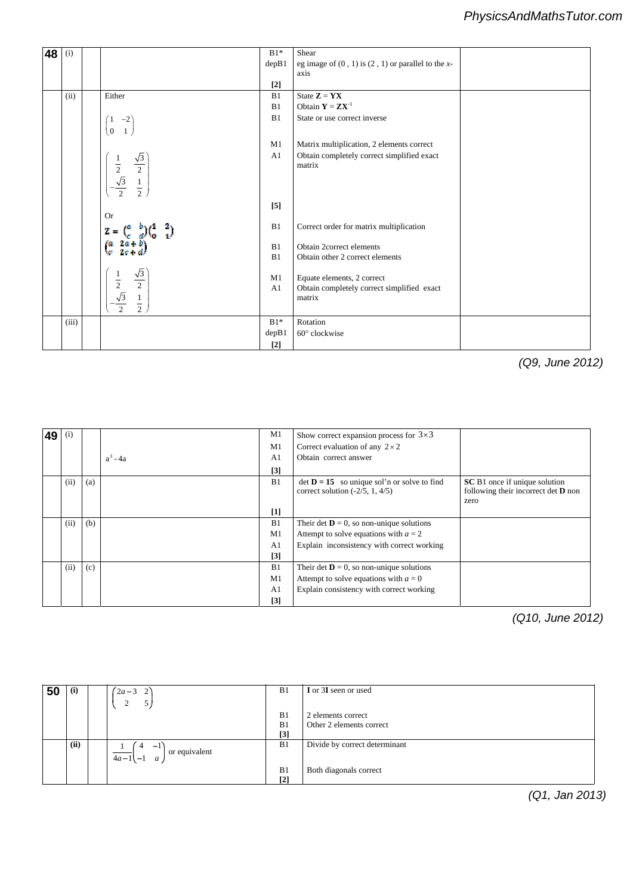| 48 | (i) | | | B1* depB1 [2] | Shear eg image of $(0, 1)$ is $(2, 1)$ or parallel to the $x$-axis | |
|---|---|---|---|---|---|---|
| | (ii) | | Either | B1 | State $\mathbf{Z} = \mathbf{YX}$ | |
| | | | | B1 | Obtain $\mathbf{Y} = \mathbf{ZX}^{-1}$ | |
| | | | $\begin{pmatrix} 1 & -2 \\ 0 & 1 \end{pmatrix}$ | B1 | State or use correct inverse | |
| | | | | M1 | Matrix multiplication, 2 elements correct | |
| | | | $\begin{pmatrix} \frac{1}{2} & \frac{\sqrt{3}}{2} \\ -\frac{\sqrt{3}}{2} & \frac{1}{2} \end{pmatrix}$ | A1 [5] | Obtain completely correct simplified exact matrix | |
| | | | Or $\mathbf{Z} = \begin{pmatrix} a & b \\ c & d \end{pmatrix}\begin{pmatrix} 1 & 2 \\ 0 & 1 \end{pmatrix}$ | B1 | Correct order for matrix multiplication | |
| | | | $\begin{pmatrix} a & 2a+b \\ c & 2c+d \end{pmatrix}$ | B1 | Obtain 2correct elements | |
| | | | | B1 | Obtain other 2 correct elements | |
| | | | | M1 | Equate elements, 2 correct | |
| | | | $\begin{pmatrix} \frac{1}{2} & \frac{\sqrt{3}}{2} \\ -\frac{\sqrt{3}}{2} & \frac{1}{2} \end{pmatrix}$ | A1 | Obtain completely correct simplified exact matrix | |
| | (iii) | | | B1* depB1 [2] | Rotation 60° clockwise | |

*(Q9, June 2012)*

| 49 | (i) | | | M1 | Show correct expansion process for $3\times3$ | |
|---|---|---|---|---|---|---|
| | | | | M1 | Correct evaluation of any $2\times2$ | |
| | | | $a^3 - 4a$ | A1 [3] | Obtain correct answer | |
| | (ii) | (a) | | B1 [1] | $\det \mathbf{D} = 15$ so unique sol'n or solve to find correct solution $(-2/5, 1, 4/5)$ | **SC** B1 once if unique solution following their incorrect det **D** non zero |
| | (ii) | (b) | | B1 | Their det $\mathbf{D} = 0$, so non-unique solutions | |
| | | | | M1 | Attempt to solve equations with $a = 2$ | |
| | | | | A1 [3] | Explain inconsistency with correct working | |
| | (ii) | (c) | | B1 | Their det $\mathbf{D} = 0$, so non-unique solutions | |
| | | | | M1 | Attempt to solve equations with $a = 0$ | |
| | | | | A1 [3] | Explain consistency with correct working | |

*(Q10, June 2012)*

| 50 | (i) | | $\begin{pmatrix} 2a-3 & 2 \\ 2 & 5 \end{pmatrix}$ | B1 | **I** or 3**I** seen or used |
|---|---|---|---|---|---|
| | | | | B1 | 2 elements correct |
| | | | | B1 [3] | Other 2 elements correct |
| | (ii) | | $\frac{1}{4a-1}\begin{pmatrix} 4 & -1 \\ -1 & a \end{pmatrix}$ or equivalent | B1 | Divide by correct determinant |
| | | | | B1 [2] | Both diagonals correct |

*(Q1, Jan 2013)*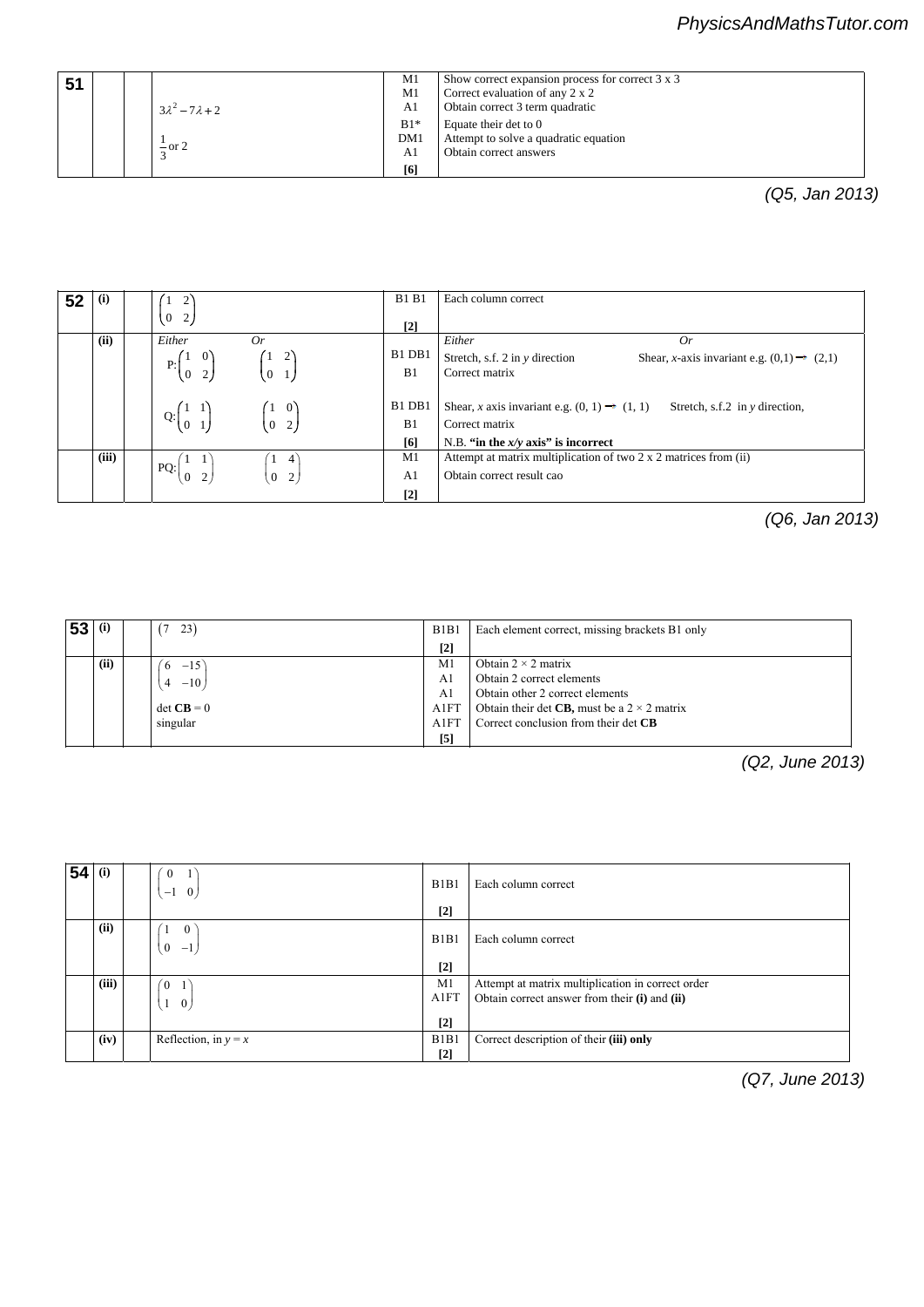| 51 | | | | M1<br>M1<br>A1<br>B1*<br>DM1<br>A1<br>[6] | Show correct expansion process for correct 3 x 3<br>Correct evaluation of any 2 x 2<br>Obtain correct 3 term quadratic<br>Equate their det to 0<br>Attempt to solve a quadratic equation<br>Obtain correct answers |
|---|---|---|---|---|---|
| | | | $3\lambda^2 - 7\lambda + 2$<br><br>$\frac{1}{3}$ or 2 | | |

*(Q5, Jan 2013)*

| 52 | (i) | | $\begin{pmatrix} 1 & 2 \\ 0 & 2 \end{pmatrix}$ | B1 B1<br>[2] | Each column correct |
|---|---|---|---|---|---|
| | (ii) | | *Either* P: $\begin{pmatrix} 1 & 0 \\ 0 & 2 \end{pmatrix}$ *Or* $\begin{pmatrix} 1 & 2 \\ 0 & 1 \end{pmatrix}$ | B1 DB1<br>B1 | *Either* Stretch, s.f. 2 in *y* direction *Or* Shear, *x*-axis invariant e.g. $(0,1) \rightarrow (2,1)$<br>Correct matrix |
| | | | Q: $\begin{pmatrix} 1 & 1 \\ 0 & 1 \end{pmatrix}$ $\begin{pmatrix} 1 & 0 \\ 0 & 2 \end{pmatrix}$ | B1 DB1<br>B1<br>[6] | Shear, *x* axis invariant e.g. $(0, 1) \rightarrow (1, 1)$ Stretch, s.f.2 in *y* direction,<br>Correct matrix<br>N.B. **"in the *x/y* axis" is incorrect** |
| | (iii) | | PQ: $\begin{pmatrix} 1 & 1 \\ 0 & 2 \end{pmatrix}$ $\begin{pmatrix} 1 & 4 \\ 0 & 2 \end{pmatrix}$ | M1<br>A1<br>[2] | Attempt at matrix multiplication of two 2 x 2 matrices from (ii)<br>Obtain correct result cao |

*(Q6, Jan 2013)*

| 53 | (i) | | $\begin{pmatrix} 7 & 23 \end{pmatrix}$ | B1B1<br>[2] | Each element correct, missing brackets B1 only |
|---|---|---|---|---|---|
| | (ii) | | $\begin{pmatrix} 6 & -15 \\ 4 & -10 \end{pmatrix}$<br><br>det $\mathbf{CB} = 0$<br>singular | M1<br>A1<br>A1<br>A1FT<br>A1FT<br>[5] | Obtain $2 \times 2$ matrix<br>Obtain 2 correct elements<br>Obtain other 2 correct elements<br>Obtain their det **CB,** must be a $2 \times 2$ matrix<br>Correct conclusion from their det **CB** |

*(Q2, June 2013)*

| 54 | (i) | | $\begin{pmatrix} 0 & 1 \\ -1 & 0 \end{pmatrix}$ | B1B1<br>[2] | Each column correct |
|---|---|---|---|---|---|
| | (ii) | | $\begin{pmatrix} 1 & 0 \\ 0 & -1 \end{pmatrix}$ | B1B1<br>[2] | Each column correct |
| | (iii) | | $\begin{pmatrix} 0 & 1 \\ 1 & 0 \end{pmatrix}$ | M1<br>A1FT<br>[2] | Attempt at matrix multiplication in correct order<br>Obtain correct answer from their **(i)** and **(ii)** |
| | (iv) | | Reflection, in $y = x$ | B1B1<br>[2] | Correct description of their **(iii) only** |

*(Q7, June 2013)*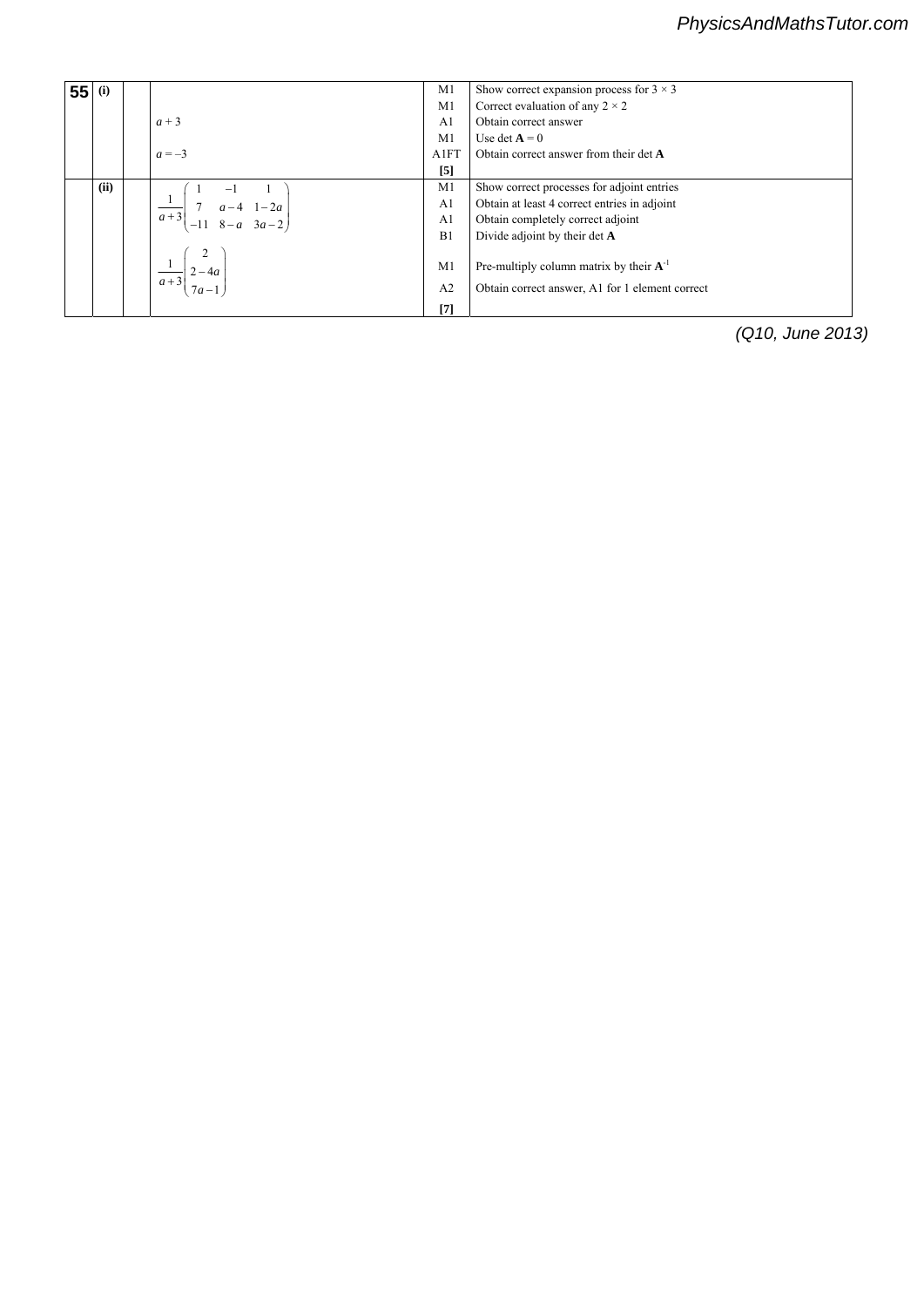| | | | | | |
|---|---|---|---|---|---|
| **55** | **(i)** | | | M1 | Show correct expansion process for $3 \times 3$ |
| | | | | M1 | Correct evaluation of any $2 \times 2$ |
| | | | $a + 3$ | A1 | Obtain correct answer |
| | | | | M1 | Use det $\mathbf{A} = 0$ |
| | | | $a = -3$ | A1FT | Obtain correct answer from their det $\mathbf{A}$ |
| | | | | **[5]** | |
| | **(ii)** | | $\frac{1}{a+3}\begin{pmatrix} 1 & -1 & 1 \\ 7 & a-4 & 1-2a \\ -11 & 8-a & 3a-2 \end{pmatrix}$ | M1 | Show correct processes for adjoint entries |
| | | | | A1 | Obtain at least 4 correct entries in adjoint |
| | | | | A1 | Obtain completely correct adjoint |
| | | | | B1 | Divide adjoint by their det $\mathbf{A}$ |
| | | | $\frac{1}{a+3}\begin{pmatrix} 2 \\ 2-4a \\ 7a-1 \end{pmatrix}$ | M1 | Pre-multiply column matrix by their $\mathbf{A}^{-1}$ |
| | | | | A2 | Obtain correct answer, A1 for 1 element correct |
| | | | | **[7]** | |

*(Q10, June 2013)*